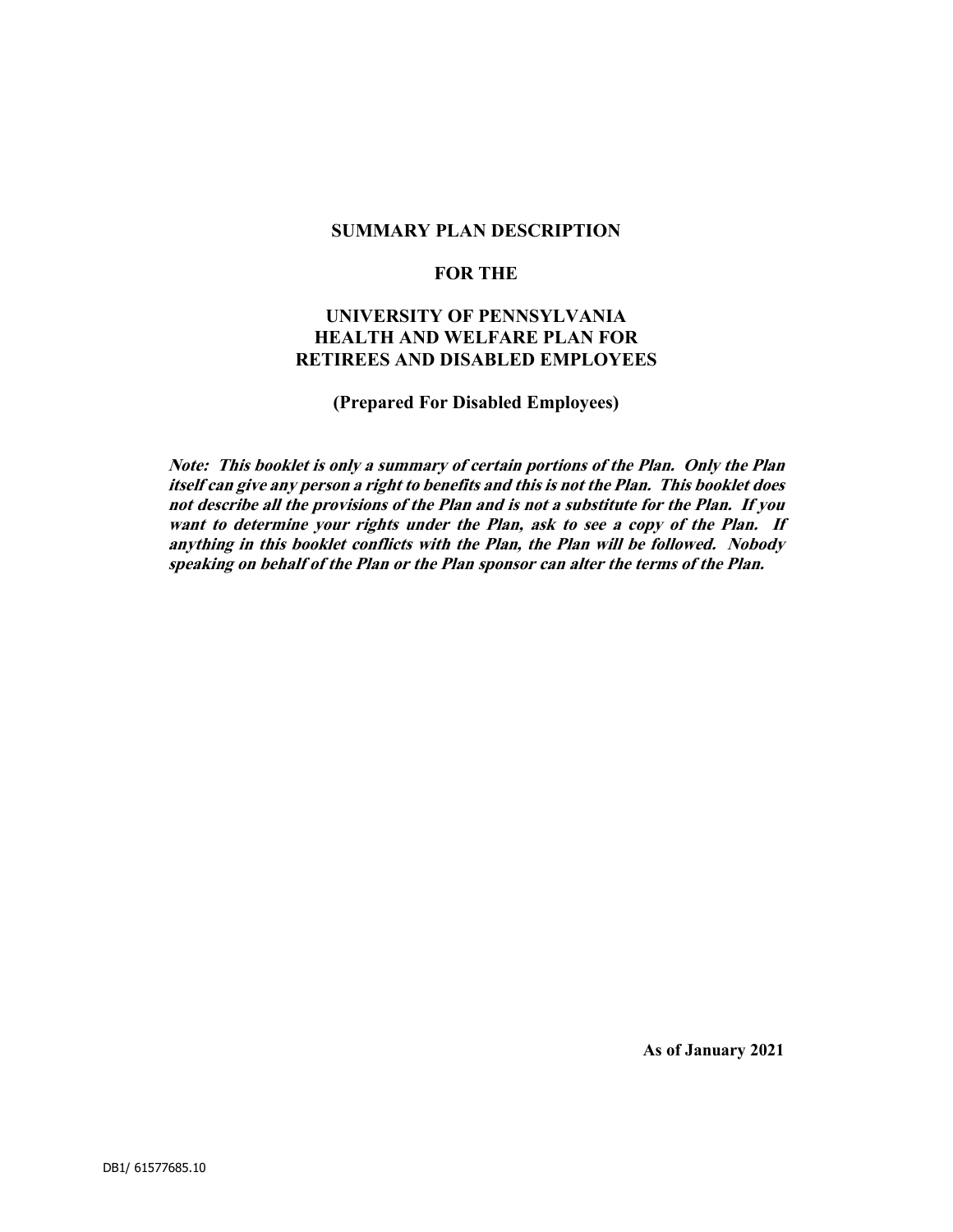# SUMMARY PLAN DESCRIPTION

# FOR THE

# UNIVERSITY OF PENNSYLVANIA HEALTH AND WELFARE PLAN FOR RETIREES AND DISABLED EMPLOYEES

## (Prepared For Disabled Employees)

***Note: This booklet is only a summary of certain portions of the Plan. Only the Plan itself can give any person a right to benefits and this is not the Plan. This booklet does not describe all the provisions of the Plan and is not a substitute for the Plan. If you want to determine your rights under the Plan, ask to see a copy of the Plan. If anything in this booklet conflicts with the Plan, the Plan will be followed. Nobody speaking on behalf of the Plan or the Plan sponsor can alter the terms of the Plan.***

**As of January 2021**

DB1/ 61577685.10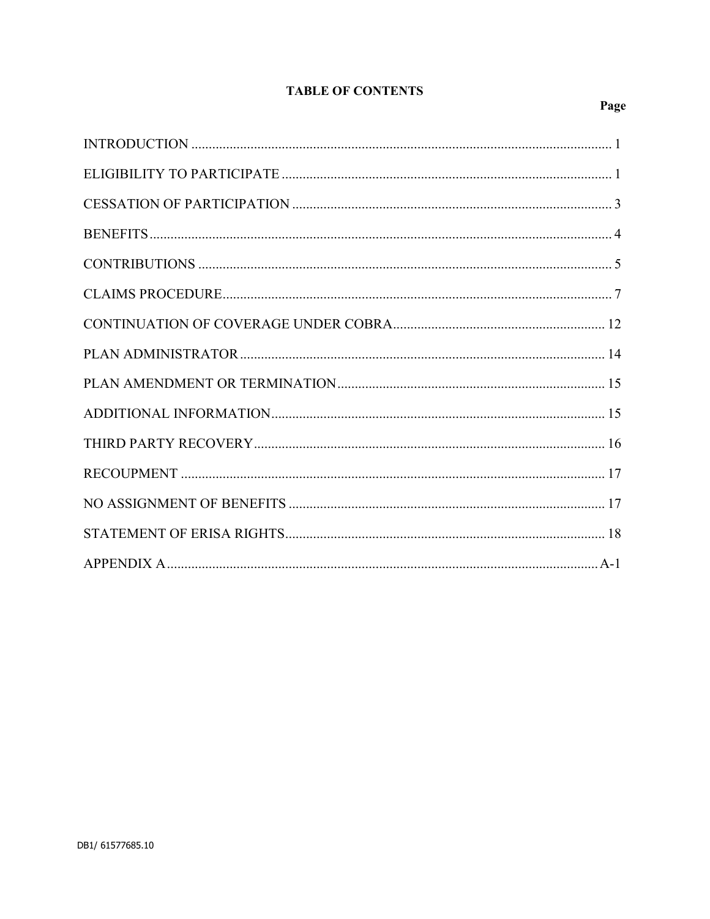# TABLE OF CONTENTS

| | Page |
|---|---|
| INTRODUCTION | 1 |
| ELIGIBILITY TO PARTICIPATE | 1 |
| CESSATION OF PARTICIPATION | 3 |
| BENEFITS | 4 |
| CONTRIBUTIONS | 5 |
| CLAIMS PROCEDURE | 7 |
| CONTINUATION OF COVERAGE UNDER COBRA | 12 |
| PLAN ADMINISTRATOR | 14 |
| PLAN AMENDMENT OR TERMINATION | 15 |
| ADDITIONAL INFORMATION | 15 |
| THIRD PARTY RECOVERY | 16 |
| RECOUPMENT | 17 |
| NO ASSIGNMENT OF BENEFITS | 17 |
| STATEMENT OF ERISA RIGHTS | 18 |
| APPENDIX A | A-1 |

DB1/ 61577685.10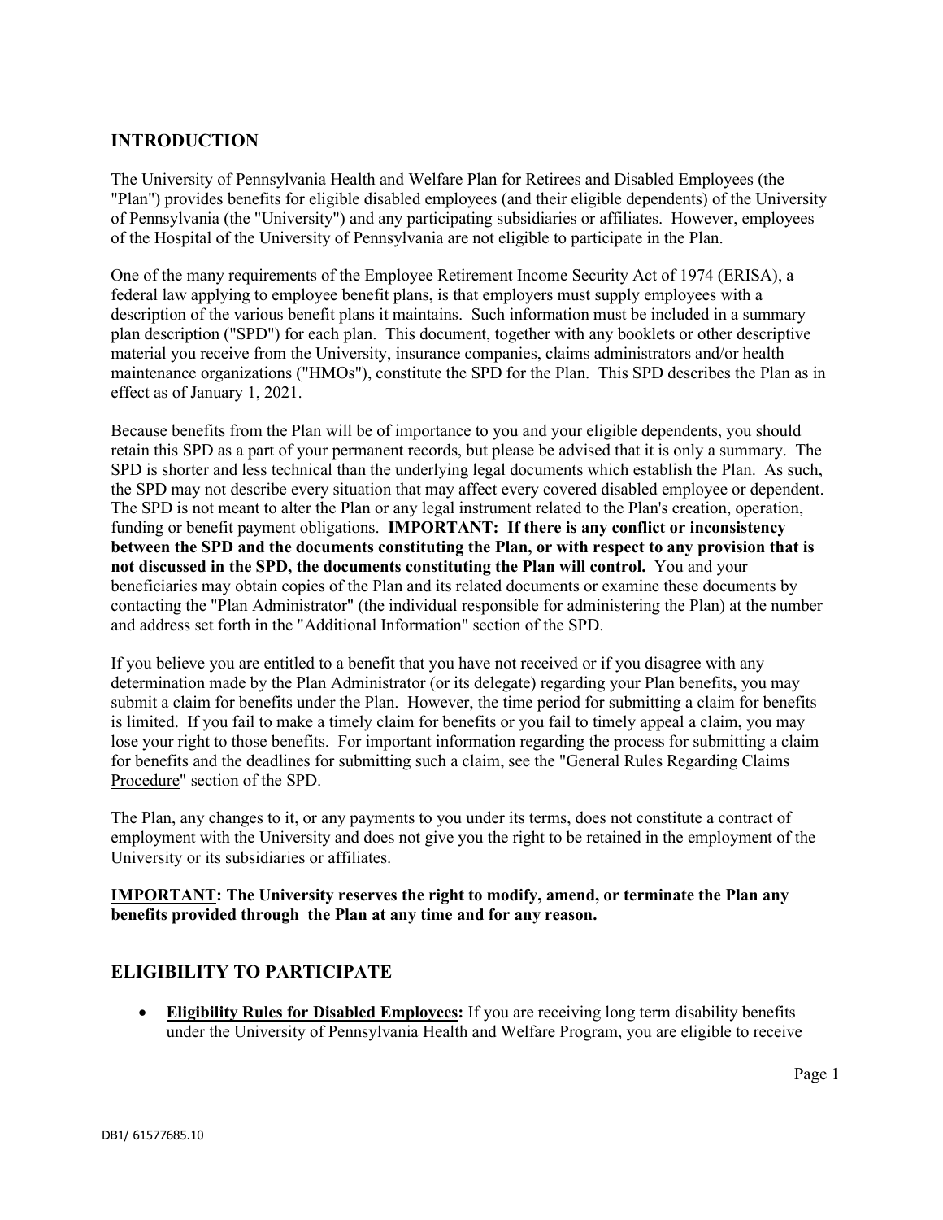## INTRODUCTION

The University of Pennsylvania Health and Welfare Plan for Retirees and Disabled Employees (the "Plan") provides benefits for eligible disabled employees (and their eligible dependents) of the University of Pennsylvania (the "University") and any participating subsidiaries or affiliates. However, employees of the Hospital of the University of Pennsylvania are not eligible to participate in the Plan.

One of the many requirements of the Employee Retirement Income Security Act of 1974 (ERISA), a federal law applying to employee benefit plans, is that employers must supply employees with a description of the various benefit plans it maintains. Such information must be included in a summary plan description ("SPD") for each plan. This document, together with any booklets or other descriptive material you receive from the University, insurance companies, claims administrators and/or health maintenance organizations ("HMOs"), constitute the SPD for the Plan. This SPD describes the Plan as in effect as of January 1, 2021.

Because benefits from the Plan will be of importance to you and your eligible dependents, you should retain this SPD as a part of your permanent records, but please be advised that it is only a summary. The SPD is shorter and less technical than the underlying legal documents which establish the Plan. As such, the SPD may not describe every situation that may affect every covered disabled employee or dependent. The SPD is not meant to alter the Plan or any legal instrument related to the Plan's creation, operation, funding or benefit payment obligations. **IMPORTANT: If there is any conflict or inconsistency between the SPD and the documents constituting the Plan, or with respect to any provision that is not discussed in the SPD, the documents constituting the Plan will control.** You and your beneficiaries may obtain copies of the Plan and its related documents or examine these documents by contacting the "Plan Administrator" (the individual responsible for administering the Plan) at the number and address set forth in the "Additional Information" section of the SPD.

If you believe you are entitled to a benefit that you have not received or if you disagree with any determination made by the Plan Administrator (or its delegate) regarding your Plan benefits, you may submit a claim for benefits under the Plan. However, the time period for submitting a claim for benefits is limited. If you fail to make a timely claim for benefits or you fail to timely appeal a claim, you may lose your right to those benefits. For important information regarding the process for submitting a claim for benefits and the deadlines for submitting such a claim, see the "General Rules Regarding Claims Procedure" section of the SPD.

The Plan, any changes to it, or any payments to you under its terms, does not constitute a contract of employment with the University and does not give you the right to be retained in the employment of the University or its subsidiaries or affiliates.

**IMPORTANT: The University reserves the right to modify, amend, or terminate the Plan any benefits provided through the Plan at any time and for any reason.**

## ELIGIBILITY TO PARTICIPATE

- **Eligibility Rules for Disabled Employees:** If you are receiving long term disability benefits under the University of Pennsylvania Health and Welfare Program, you are eligible to receive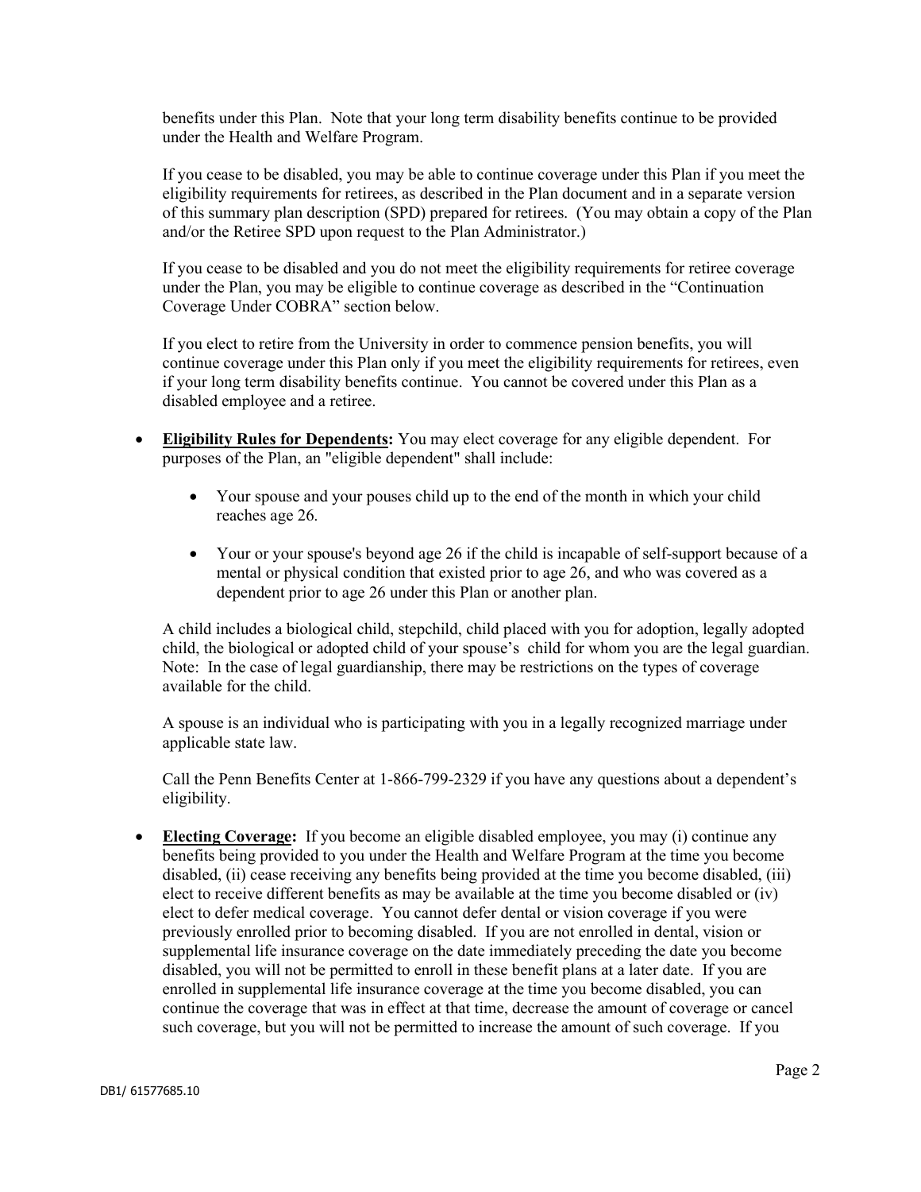benefits under this Plan. Note that your long term disability benefits continue to be provided under the Health and Welfare Program.

If you cease to be disabled, you may be able to continue coverage under this Plan if you meet the eligibility requirements for retirees, as described in the Plan document and in a separate version of this summary plan description (SPD) prepared for retirees. (You may obtain a copy of the Plan and/or the Retiree SPD upon request to the Plan Administrator.)

If you cease to be disabled and you do not meet the eligibility requirements for retiree coverage under the Plan, you may be eligible to continue coverage as described in the "Continuation Coverage Under COBRA" section below.

If you elect to retire from the University in order to commence pension benefits, you will continue coverage under this Plan only if you meet the eligibility requirements for retirees, even if your long term disability benefits continue. You cannot be covered under this Plan as a disabled employee and a retiree.

- **Eligibility Rules for Dependents:** You may elect coverage for any eligible dependent. For purposes of the Plan, an "eligible dependent" shall include:

  - Your spouse and your pouses child up to the end of the month in which your child reaches age 26.

  - Your or your spouse's beyond age 26 if the child is incapable of self-support because of a mental or physical condition that existed prior to age 26, and who was covered as a dependent prior to age 26 under this Plan or another plan.

  A child includes a biological child, stepchild, child placed with you for adoption, legally adopted child, the biological or adopted child of your spouse's child for whom you are the legal guardian. Note: In the case of legal guardianship, there may be restrictions on the types of coverage available for the child.

  A spouse is an individual who is participating with you in a legally recognized marriage under applicable state law.

  Call the Penn Benefits Center at 1-866-799-2329 if you have any questions about a dependent's eligibility.

- **Electing Coverage:** If you become an eligible disabled employee, you may (i) continue any benefits being provided to you under the Health and Welfare Program at the time you become disabled, (ii) cease receiving any benefits being provided at the time you become disabled, (iii) elect to receive different benefits as may be available at the time you become disabled or (iv) elect to defer medical coverage. You cannot defer dental or vision coverage if you were previously enrolled prior to becoming disabled. If you are not enrolled in dental, vision or supplemental life insurance coverage on the date immediately preceding the date you become disabled, you will not be permitted to enroll in these benefit plans at a later date. If you are enrolled in supplemental life insurance coverage at the time you become disabled, you can continue the coverage that was in effect at that time, decrease the amount of coverage or cancel such coverage, but you will not be permitted to increase the amount of such coverage. If you

DB1/ 61577685.10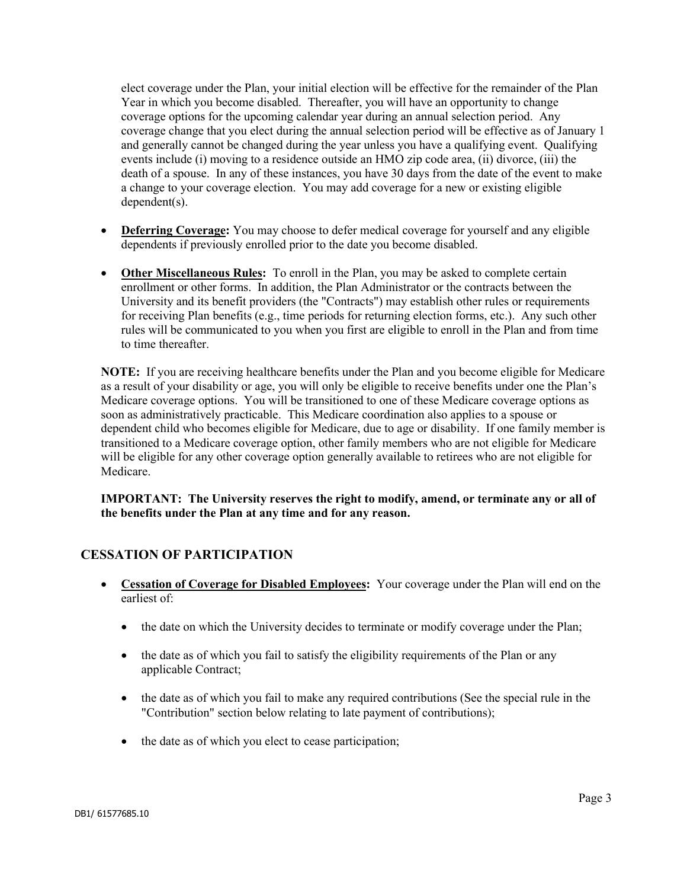elect coverage under the Plan, your initial election will be effective for the remainder of the Plan Year in which you become disabled. Thereafter, you will have an opportunity to change coverage options for the upcoming calendar year during an annual selection period. Any coverage change that you elect during the annual selection period will be effective as of January 1 and generally cannot be changed during the year unless you have a qualifying event. Qualifying events include (i) moving to a residence outside an HMO zip code area, (ii) divorce, (iii) the death of a spouse. In any of these instances, you have 30 days from the date of the event to make a change to your coverage election. You may add coverage for a new or existing eligible dependent(s).

- **Deferring Coverage:** You may choose to defer medical coverage for yourself and any eligible dependents if previously enrolled prior to the date you become disabled.

- **Other Miscellaneous Rules:** To enroll in the Plan, you may be asked to complete certain enrollment or other forms. In addition, the Plan Administrator or the contracts between the University and its benefit providers (the "Contracts") may establish other rules or requirements for receiving Plan benefits (e.g., time periods for returning election forms, etc.). Any such other rules will be communicated to you when you first are eligible to enroll in the Plan and from time to time thereafter.

**NOTE:** If you are receiving healthcare benefits under the Plan and you become eligible for Medicare as a result of your disability or age, you will only be eligible to receive benefits under one the Plan's Medicare coverage options. You will be transitioned to one of these Medicare coverage options as soon as administratively practicable. This Medicare coordination also applies to a spouse or dependent child who becomes eligible for Medicare, due to age or disability. If one family member is transitioned to a Medicare coverage option, other family members who are not eligible for Medicare will be eligible for any other coverage option generally available to retirees who are not eligible for Medicare.

**IMPORTANT: The University reserves the right to modify, amend, or terminate any or all of the benefits under the Plan at any time and for any reason.**

## CESSATION OF PARTICIPATION

- **Cessation of Coverage for Disabled Employees:** Your coverage under the Plan will end on the earliest of:
  - the date on which the University decides to terminate or modify coverage under the Plan;
  - the date as of which you fail to satisfy the eligibility requirements of the Plan or any applicable Contract;
  - the date as of which you fail to make any required contributions (See the special rule in the "Contribution" section below relating to late payment of contributions);
  - the date as of which you elect to cease participation;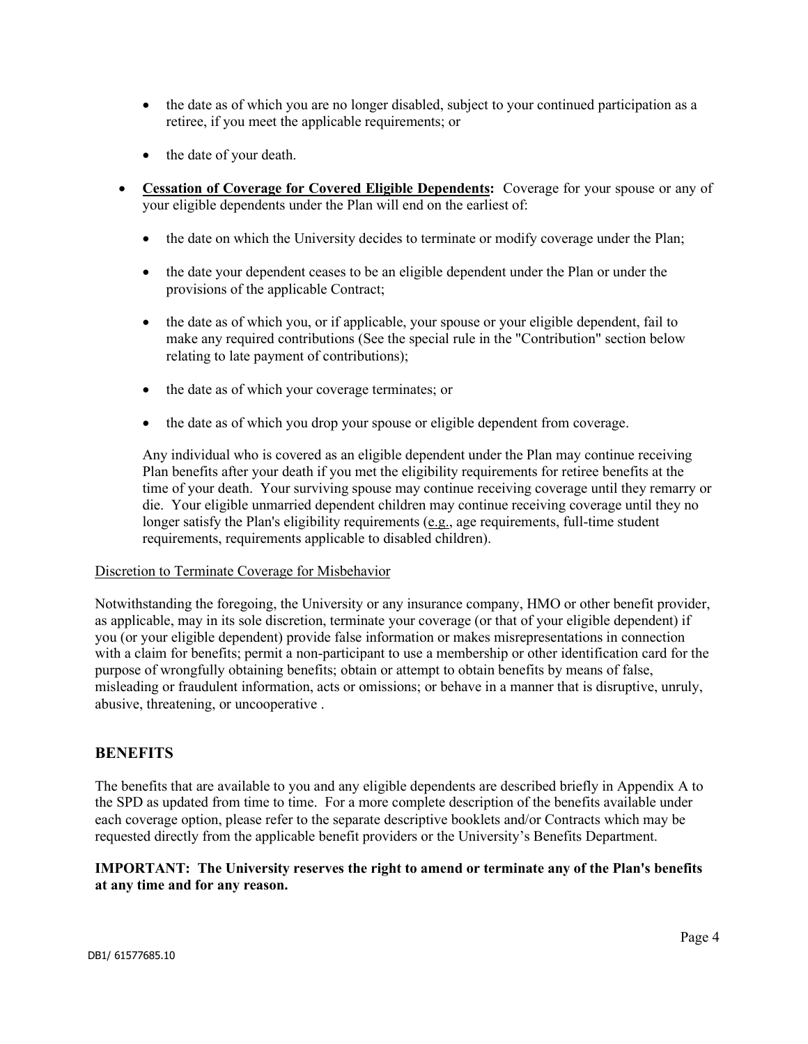- the date as of which you are no longer disabled, subject to your continued participation as a retiree, if you meet the applicable requirements; or
- the date of your death.

- **Cessation of Coverage for Covered Eligible Dependents:** Coverage for your spouse or any of your eligible dependents under the Plan will end on the earliest of:

  - the date on which the University decides to terminate or modify coverage under the Plan;
  - the date your dependent ceases to be an eligible dependent under the Plan or under the provisions of the applicable Contract;
  - the date as of which you, or if applicable, your spouse or your eligible dependent, fail to make any required contributions (See the special rule in the "Contribution" section below relating to late payment of contributions);
  - the date as of which your coverage terminates; or
  - the date as of which you drop your spouse or eligible dependent from coverage.

  Any individual who is covered as an eligible dependent under the Plan may continue receiving Plan benefits after your death if you met the eligibility requirements for retiree benefits at the time of your death. Your surviving spouse may continue receiving coverage until they remarry or die. Your eligible unmarried dependent children may continue receiving coverage until they no longer satisfy the Plan's eligibility requirements (e.g., age requirements, full-time student requirements, requirements applicable to disabled children).

Discretion to Terminate Coverage for Misbehavior

Notwithstanding the foregoing, the University or any insurance company, HMO or other benefit provider, as applicable, may in its sole discretion, terminate your coverage (or that of your eligible dependent) if you (or your eligible dependent) provide false information or makes misrepresentations in connection with a claim for benefits; permit a non-participant to use a membership or other identification card for the purpose of wrongfully obtaining benefits; obtain or attempt to obtain benefits by means of false, misleading or fraudulent information, acts or omissions; or behave in a manner that is disruptive, unruly, abusive, threatening, or uncooperative .

## BENEFITS

The benefits that are available to you and any eligible dependents are described briefly in Appendix A to the SPD as updated from time to time. For a more complete description of the benefits available under each coverage option, please refer to the separate descriptive booklets and/or Contracts which may be requested directly from the applicable benefit providers or the University's Benefits Department.

**IMPORTANT: The University reserves the right to amend or terminate any of the Plan's benefits at any time and for any reason.**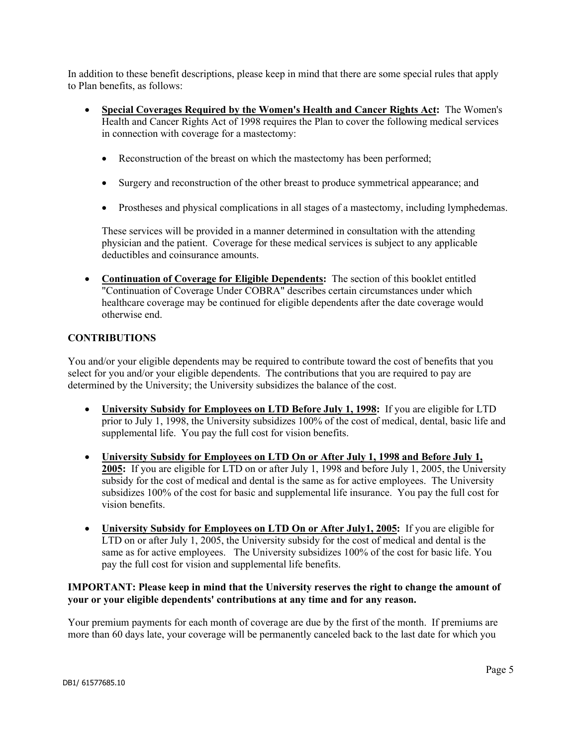In addition to these benefit descriptions, please keep in mind that there are some special rules that apply to Plan benefits, as follows:

- **Special Coverages Required by the Women's Health and Cancer Rights Act:** The Women's Health and Cancer Rights Act of 1998 requires the Plan to cover the following medical services in connection with coverage for a mastectomy:

  - Reconstruction of the breast on which the mastectomy has been performed;
  - Surgery and reconstruction of the other breast to produce symmetrical appearance; and
  - Prostheses and physical complications in all stages of a mastectomy, including lymphedemas.

  These services will be provided in a manner determined in consultation with the attending physician and the patient. Coverage for these medical services is subject to any applicable deductibles and coinsurance amounts.

- **Continuation of Coverage for Eligible Dependents:** The section of this booklet entitled "Continuation of Coverage Under COBRA" describes certain circumstances under which healthcare coverage may be continued for eligible dependents after the date coverage would otherwise end.

### CONTRIBUTIONS

You and/or your eligible dependents may be required to contribute toward the cost of benefits that you select for you and/or your eligible dependents. The contributions that you are required to pay are determined by the University; the University subsidizes the balance of the cost.

- **University Subsidy for Employees on LTD Before July 1, 1998:** If you are eligible for LTD prior to July 1, 1998, the University subsidizes 100% of the cost of medical, dental, basic life and supplemental life. You pay the full cost for vision benefits.
- **University Subsidy for Employees on LTD On or After July 1, 1998 and Before July 1, 2005:** If you are eligible for LTD on or after July 1, 1998 and before July 1, 2005, the University subsidy for the cost of medical and dental is the same as for active employees. The University subsidizes 100% of the cost for basic and supplemental life insurance. You pay the full cost for vision benefits.
- **University Subsidy for Employees on LTD On or After July1, 2005:** If you are eligible for LTD on or after July 1, 2005, the University subsidy for the cost of medical and dental is the same as for active employees. The University subsidizes 100% of the cost for basic life. You pay the full cost for vision and supplemental life benefits.

**IMPORTANT: Please keep in mind that the University reserves the right to change the amount of your or your eligible dependents' contributions at any time and for any reason.**

Your premium payments for each month of coverage are due by the first of the month. If premiums are more than 60 days late, your coverage will be permanently canceled back to the last date for which you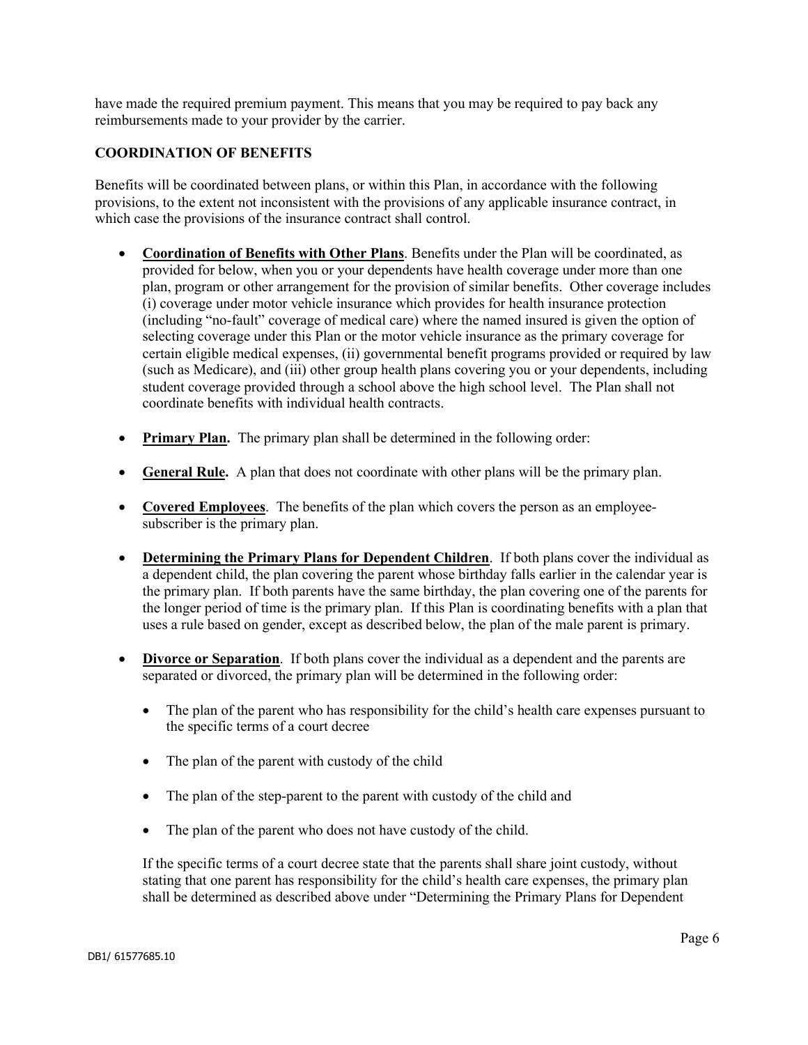have made the required premium payment. This means that you may be required to pay back any reimbursements made to your provider by the carrier.

**COORDINATION OF BENEFITS**

Benefits will be coordinated between plans, or within this Plan, in accordance with the following provisions, to the extent not inconsistent with the provisions of any applicable insurance contract, in which case the provisions of the insurance contract shall control.

- **Coordination of Benefits with Other Plans**. Benefits under the Plan will be coordinated, as provided for below, when you or your dependents have health coverage under more than one plan, program or other arrangement for the provision of similar benefits. Other coverage includes (i) coverage under motor vehicle insurance which provides for health insurance protection (including "no-fault" coverage of medical care) where the named insured is given the option of selecting coverage under this Plan or the motor vehicle insurance as the primary coverage for certain eligible medical expenses, (ii) governmental benefit programs provided or required by law (such as Medicare), and (iii) other group health plans covering you or your dependents, including student coverage provided through a school above the high school level. The Plan shall not coordinate benefits with individual health contracts.

- **Primary Plan.** The primary plan shall be determined in the following order:

- **General Rule.** A plan that does not coordinate with other plans will be the primary plan.

- **Covered Employees**. The benefits of the plan which covers the person as an employee-subscriber is the primary plan.

- **Determining the Primary Plans for Dependent Children**. If both plans cover the individual as a dependent child, the plan covering the parent whose birthday falls earlier in the calendar year is the primary plan. If both parents have the same birthday, the plan covering one of the parents for the longer period of time is the primary plan. If this Plan is coordinating benefits with a plan that uses a rule based on gender, except as described below, the plan of the male parent is primary.

- **Divorce or Separation**. If both plans cover the individual as a dependent and the parents are separated or divorced, the primary plan will be determined in the following order:

  - The plan of the parent who has responsibility for the child's health care expenses pursuant to the specific terms of a court decree

  - The plan of the parent with custody of the child

  - The plan of the step-parent to the parent with custody of the child and

  - The plan of the parent who does not have custody of the child.

  If the specific terms of a court decree state that the parents shall share joint custody, without stating that one parent has responsibility for the child's health care expenses, the primary plan shall be determined as described above under "Determining the Primary Plans for Dependent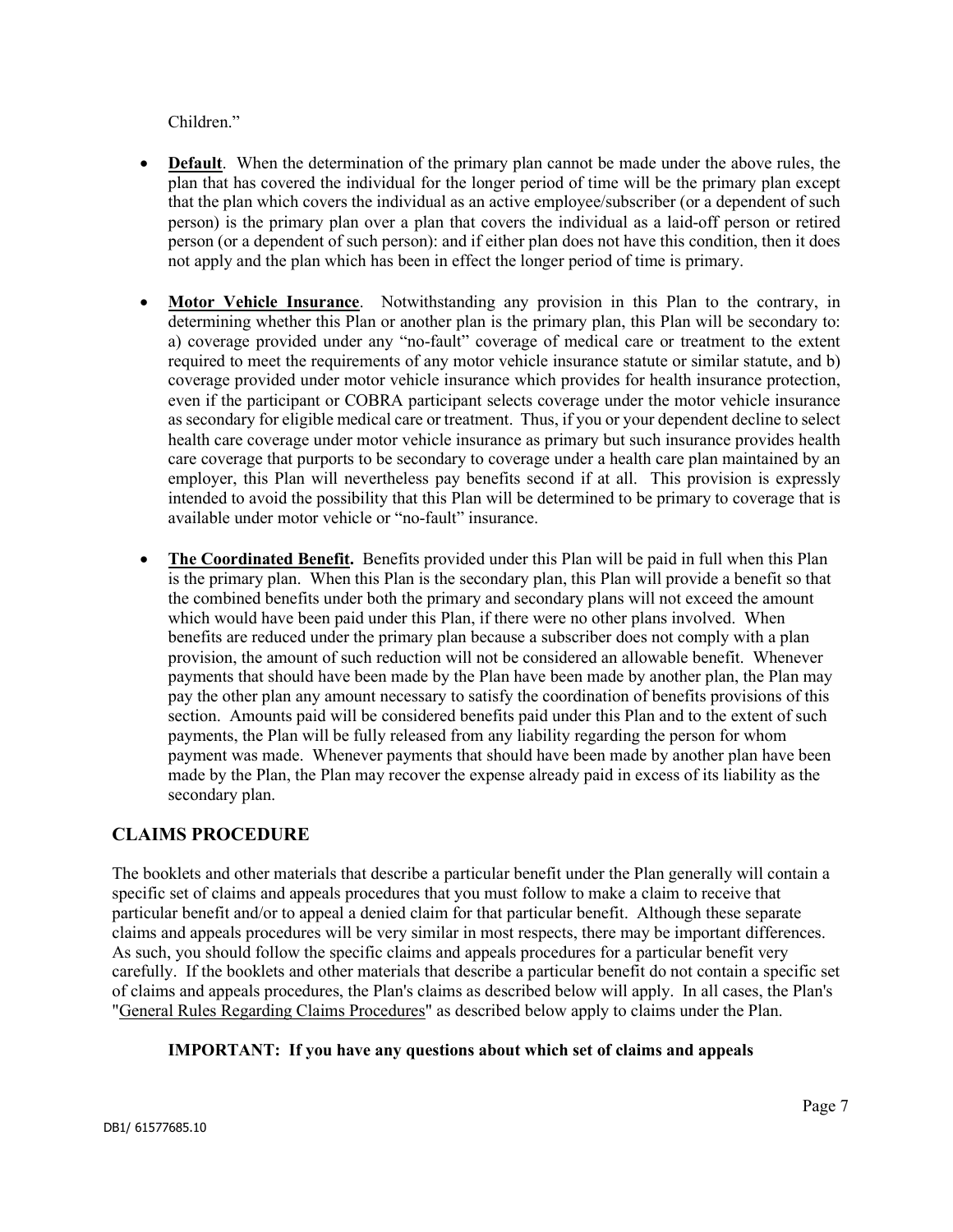Children."

- **Default**. When the determination of the primary plan cannot be made under the above rules, the plan that has covered the individual for the longer period of time will be the primary plan except that the plan which covers the individual as an active employee/subscriber (or a dependent of such person) is the primary plan over a plan that covers the individual as a laid-off person or retired person (or a dependent of such person): and if either plan does not have this condition, then it does not apply and the plan which has been in effect the longer period of time is primary.

- **Motor Vehicle Insurance**. Notwithstanding any provision in this Plan to the contrary, in determining whether this Plan or another plan is the primary plan, this Plan will be secondary to: a) coverage provided under any "no-fault" coverage of medical care or treatment to the extent required to meet the requirements of any motor vehicle insurance statute or similar statute, and b) coverage provided under motor vehicle insurance which provides for health insurance protection, even if the participant or COBRA participant selects coverage under the motor vehicle insurance as secondary for eligible medical care or treatment. Thus, if you or your dependent decline to select health care coverage under motor vehicle insurance as primary but such insurance provides health care coverage that purports to be secondary to coverage under a health care plan maintained by an employer, this Plan will nevertheless pay benefits second if at all. This provision is expressly intended to avoid the possibility that this Plan will be determined to be primary to coverage that is available under motor vehicle or "no-fault" insurance.

- **The Coordinated Benefit.** Benefits provided under this Plan will be paid in full when this Plan is the primary plan. When this Plan is the secondary plan, this Plan will provide a benefit so that the combined benefits under both the primary and secondary plans will not exceed the amount which would have been paid under this Plan, if there were no other plans involved. When benefits are reduced under the primary plan because a subscriber does not comply with a plan provision, the amount of such reduction will not be considered an allowable benefit. Whenever payments that should have been made by the Plan have been made by another plan, the Plan may pay the other plan any amount necessary to satisfy the coordination of benefits provisions of this section. Amounts paid will be considered benefits paid under this Plan and to the extent of such payments, the Plan will be fully released from any liability regarding the person for whom payment was made. Whenever payments that should have been made by another plan have been made by the Plan, the Plan may recover the expense already paid in excess of its liability as the secondary plan.

## CLAIMS PROCEDURE

The booklets and other materials that describe a particular benefit under the Plan generally will contain a specific set of claims and appeals procedures that you must follow to make a claim to receive that particular benefit and/or to appeal a denied claim for that particular benefit. Although these separate claims and appeals procedures will be very similar in most respects, there may be important differences. As such, you should follow the specific claims and appeals procedures for a particular benefit very carefully. If the booklets and other materials that describe a particular benefit do not contain a specific set of claims and appeals procedures, the Plan's claims as described below will apply. In all cases, the Plan's "General Rules Regarding Claims Procedures" as described below apply to claims under the Plan.

**IMPORTANT: If you have any questions about which set of claims and appeals**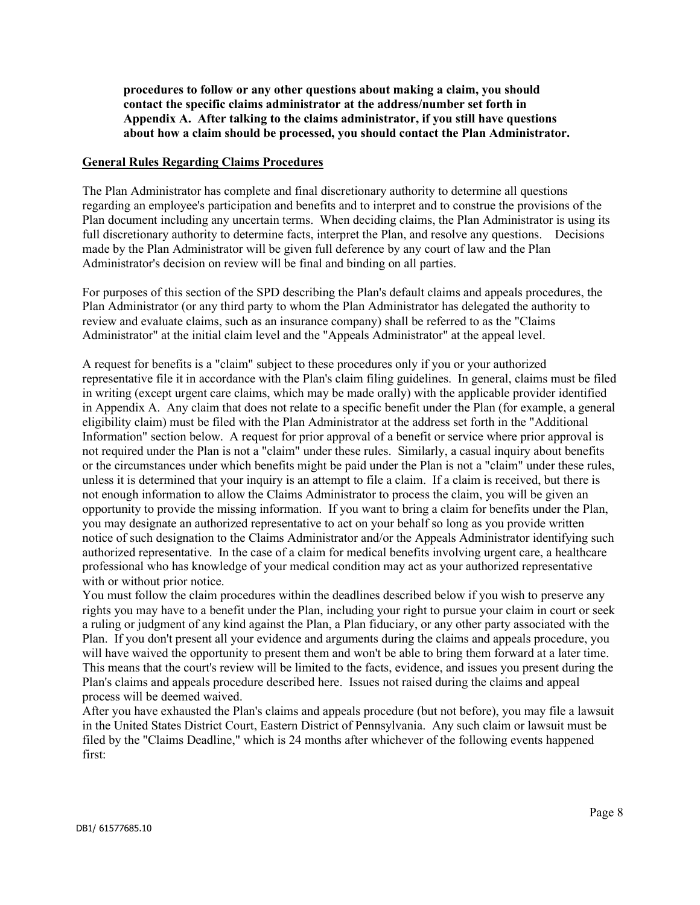**procedures to follow or any other questions about making a claim, you should contact the specific claims administrator at the address/number set forth in Appendix A. After talking to the claims administrator, if you still have questions about how a claim should be processed, you should contact the Plan Administrator.**

## General Rules Regarding Claims Procedures

The Plan Administrator has complete and final discretionary authority to determine all questions regarding an employee's participation and benefits and to interpret and to construe the provisions of the Plan document including any uncertain terms. When deciding claims, the Plan Administrator is using its full discretionary authority to determine facts, interpret the Plan, and resolve any questions. Decisions made by the Plan Administrator will be given full deference by any court of law and the Plan Administrator's decision on review will be final and binding on all parties.

For purposes of this section of the SPD describing the Plan's default claims and appeals procedures, the Plan Administrator (or any third party to whom the Plan Administrator has delegated the authority to review and evaluate claims, such as an insurance company) shall be referred to as the "Claims Administrator" at the initial claim level and the "Appeals Administrator" at the appeal level.

A request for benefits is a "claim" subject to these procedures only if you or your authorized representative file it in accordance with the Plan's claim filing guidelines. In general, claims must be filed in writing (except urgent care claims, which may be made orally) with the applicable provider identified in Appendix A. Any claim that does not relate to a specific benefit under the Plan (for example, a general eligibility claim) must be filed with the Plan Administrator at the address set forth in the "Additional Information" section below. A request for prior approval of a benefit or service where prior approval is not required under the Plan is not a "claim" under these rules. Similarly, a casual inquiry about benefits or the circumstances under which benefits might be paid under the Plan is not a "claim" under these rules, unless it is determined that your inquiry is an attempt to file a claim. If a claim is received, but there is not enough information to allow the Claims Administrator to process the claim, you will be given an opportunity to provide the missing information. If you want to bring a claim for benefits under the Plan, you may designate an authorized representative to act on your behalf so long as you provide written notice of such designation to the Claims Administrator and/or the Appeals Administrator identifying such authorized representative. In the case of a claim for medical benefits involving urgent care, a healthcare professional who has knowledge of your medical condition may act as your authorized representative with or without prior notice.

You must follow the claim procedures within the deadlines described below if you wish to preserve any rights you may have to a benefit under the Plan, including your right to pursue your claim in court or seek a ruling or judgment of any kind against the Plan, a Plan fiduciary, or any other party associated with the Plan. If you don't present all your evidence and arguments during the claims and appeals procedure, you will have waived the opportunity to present them and won't be able to bring them forward at a later time. This means that the court's review will be limited to the facts, evidence, and issues you present during the Plan's claims and appeals procedure described here. Issues not raised during the claims and appeal process will be deemed waived.

After you have exhausted the Plan's claims and appeals procedure (but not before), you may file a lawsuit in the United States District Court, Eastern District of Pennsylvania. Any such claim or lawsuit must be filed by the "Claims Deadline," which is 24 months after whichever of the following events happened first:

DB1/ 61577685.10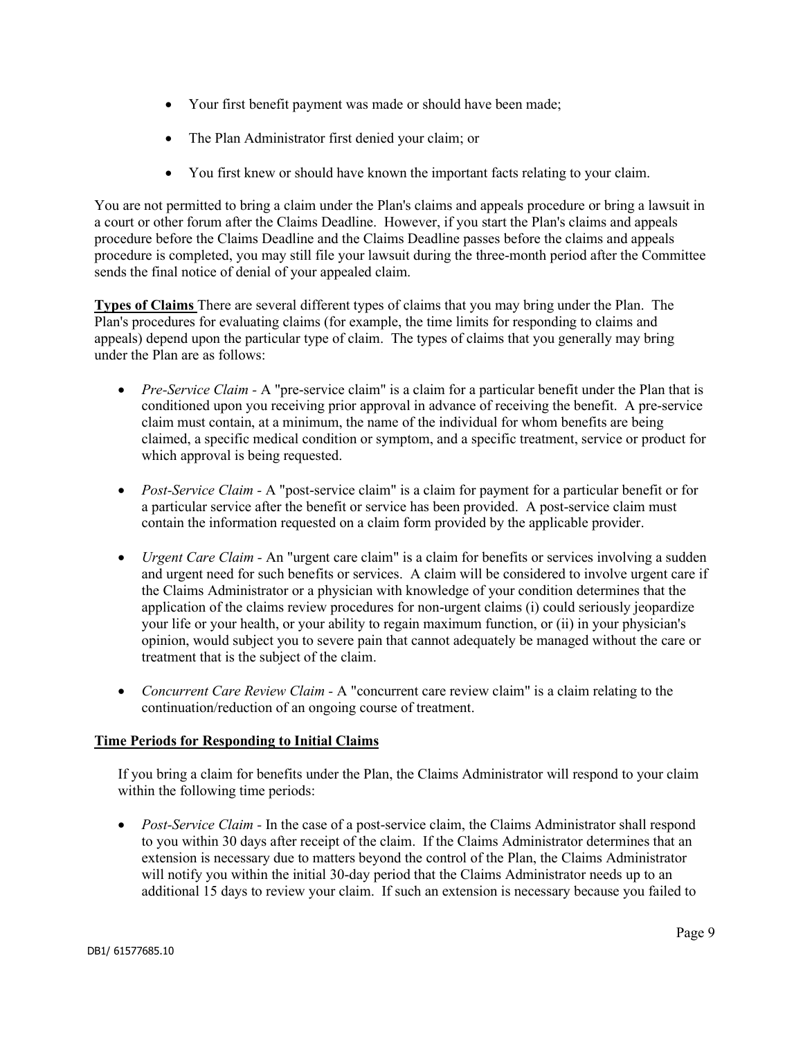- Your first benefit payment was made or should have been made;
- The Plan Administrator first denied your claim; or
- You first knew or should have known the important facts relating to your claim.

You are not permitted to bring a claim under the Plan's claims and appeals procedure or bring a lawsuit in a court or other forum after the Claims Deadline. However, if you start the Plan's claims and appeals procedure before the Claims Deadline and the Claims Deadline passes before the claims and appeals procedure is completed, you may still file your lawsuit during the three-month period after the Committee sends the final notice of denial of your appealed claim.

**Types of Claims** There are several different types of claims that you may bring under the Plan. The Plan's procedures for evaluating claims (for example, the time limits for responding to claims and appeals) depend upon the particular type of claim. The types of claims that you generally may bring under the Plan are as follows:

- *Pre-Service Claim* - A "pre-service claim" is a claim for a particular benefit under the Plan that is conditioned upon you receiving prior approval in advance of receiving the benefit. A pre-service claim must contain, at a minimum, the name of the individual for whom benefits are being claimed, a specific medical condition or symptom, and a specific treatment, service or product for which approval is being requested.
- *Post-Service Claim* - A "post-service claim" is a claim for payment for a particular benefit or for a particular service after the benefit or service has been provided. A post-service claim must contain the information requested on a claim form provided by the applicable provider.
- *Urgent Care Claim* - An "urgent care claim" is a claim for benefits or services involving a sudden and urgent need for such benefits or services. A claim will be considered to involve urgent care if the Claims Administrator or a physician with knowledge of your condition determines that the application of the claims review procedures for non-urgent claims (i) could seriously jeopardize your life or your health, or your ability to regain maximum function, or (ii) in your physician's opinion, would subject you to severe pain that cannot adequately be managed without the care or treatment that is the subject of the claim.
- *Concurrent Care Review Claim* - A "concurrent care review claim" is a claim relating to the continuation/reduction of an ongoing course of treatment.

**Time Periods for Responding to Initial Claims**

If you bring a claim for benefits under the Plan, the Claims Administrator will respond to your claim within the following time periods:

- *Post-Service Claim* - In the case of a post-service claim, the Claims Administrator shall respond to you within 30 days after receipt of the claim. If the Claims Administrator determines that an extension is necessary due to matters beyond the control of the Plan, the Claims Administrator will notify you within the initial 30-day period that the Claims Administrator needs up to an additional 15 days to review your claim. If such an extension is necessary because you failed to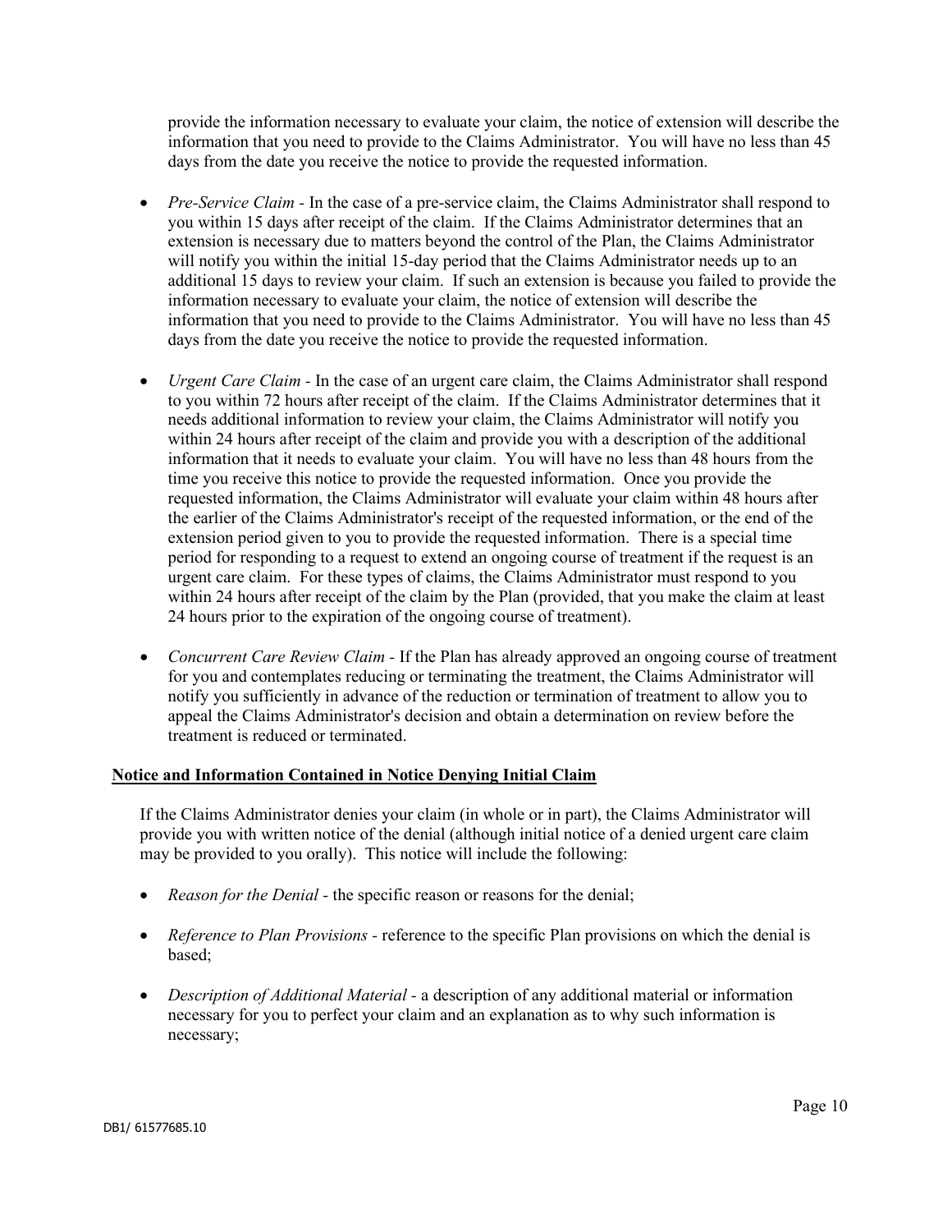provide the information necessary to evaluate your claim, the notice of extension will describe the information that you need to provide to the Claims Administrator. You will have no less than 45 days from the date you receive the notice to provide the requested information.

- *Pre-Service Claim* - In the case of a pre-service claim, the Claims Administrator shall respond to you within 15 days after receipt of the claim. If the Claims Administrator determines that an extension is necessary due to matters beyond the control of the Plan, the Claims Administrator will notify you within the initial 15-day period that the Claims Administrator needs up to an additional 15 days to review your claim. If such an extension is because you failed to provide the information necessary to evaluate your claim, the notice of extension will describe the information that you need to provide to the Claims Administrator. You will have no less than 45 days from the date you receive the notice to provide the requested information.

- *Urgent Care Claim* - In the case of an urgent care claim, the Claims Administrator shall respond to you within 72 hours after receipt of the claim. If the Claims Administrator determines that it needs additional information to review your claim, the Claims Administrator will notify you within 24 hours after receipt of the claim and provide you with a description of the additional information that it needs to evaluate your claim. You will have no less than 48 hours from the time you receive this notice to provide the requested information. Once you provide the requested information, the Claims Administrator will evaluate your claim within 48 hours after the earlier of the Claims Administrator's receipt of the requested information, or the end of the extension period given to you to provide the requested information. There is a special time period for responding to a request to extend an ongoing course of treatment if the request is an urgent care claim. For these types of claims, the Claims Administrator must respond to you within 24 hours after receipt of the claim by the Plan (provided, that you make the claim at least 24 hours prior to the expiration of the ongoing course of treatment).

- *Concurrent Care Review Claim* - If the Plan has already approved an ongoing course of treatment for you and contemplates reducing or terminating the treatment, the Claims Administrator will notify you sufficiently in advance of the reduction or termination of treatment to allow you to appeal the Claims Administrator's decision and obtain a determination on review before the treatment is reduced or terminated.

**Notice and Information Contained in Notice Denying Initial Claim**

If the Claims Administrator denies your claim (in whole or in part), the Claims Administrator will provide you with written notice of the denial (although initial notice of a denied urgent care claim may be provided to you orally). This notice will include the following:

- *Reason for the Denial* - the specific reason or reasons for the denial;

- *Reference to Plan Provisions* - reference to the specific Plan provisions on which the denial is based;

- *Description of Additional Material* - a description of any additional material or information necessary for you to perfect your claim and an explanation as to why such information is necessary;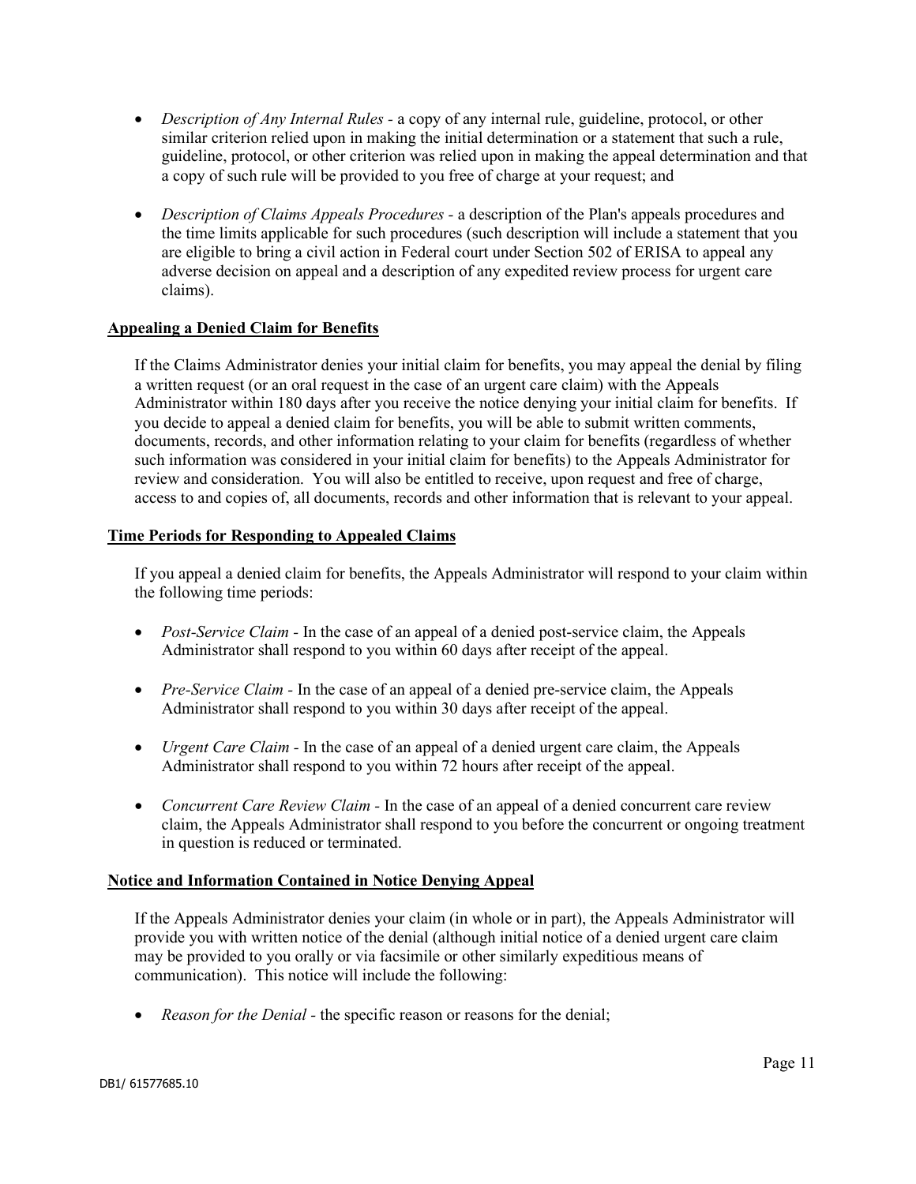- *Description of Any Internal Rules* - a copy of any internal rule, guideline, protocol, or other similar criterion relied upon in making the initial determination or a statement that such a rule, guideline, protocol, or other criterion was relied upon in making the appeal determination and that a copy of such rule will be provided to you free of charge at your request; and

- *Description of Claims Appeals Procedures* - a description of the Plan's appeals procedures and the time limits applicable for such procedures (such description will include a statement that you are eligible to bring a civil action in Federal court under Section 502 of ERISA to appeal any adverse decision on appeal and a description of any expedited review process for urgent care claims).

**Appealing a Denied Claim for Benefits**

If the Claims Administrator denies your initial claim for benefits, you may appeal the denial by filing a written request (or an oral request in the case of an urgent care claim) with the Appeals Administrator within 180 days after you receive the notice denying your initial claim for benefits. If you decide to appeal a denied claim for benefits, you will be able to submit written comments, documents, records, and other information relating to your claim for benefits (regardless of whether such information was considered in your initial claim for benefits) to the Appeals Administrator for review and consideration. You will also be entitled to receive, upon request and free of charge, access to and copies of, all documents, records and other information that is relevant to your appeal.

**Time Periods for Responding to Appealed Claims**

If you appeal a denied claim for benefits, the Appeals Administrator will respond to your claim within the following time periods:

- *Post-Service Claim* - In the case of an appeal of a denied post-service claim, the Appeals Administrator shall respond to you within 60 days after receipt of the appeal.

- *Pre-Service Claim* - In the case of an appeal of a denied pre-service claim, the Appeals Administrator shall respond to you within 30 days after receipt of the appeal.

- *Urgent Care Claim* - In the case of an appeal of a denied urgent care claim, the Appeals Administrator shall respond to you within 72 hours after receipt of the appeal.

- *Concurrent Care Review Claim* - In the case of an appeal of a denied concurrent care review claim, the Appeals Administrator shall respond to you before the concurrent or ongoing treatment in question is reduced or terminated.

**Notice and Information Contained in Notice Denying Appeal**

If the Appeals Administrator denies your claim (in whole or in part), the Appeals Administrator will provide you with written notice of the denial (although initial notice of a denied urgent care claim may be provided to you orally or via facsimile or other similarly expeditious means of communication). This notice will include the following:

- *Reason for the Denial* - the specific reason or reasons for the denial;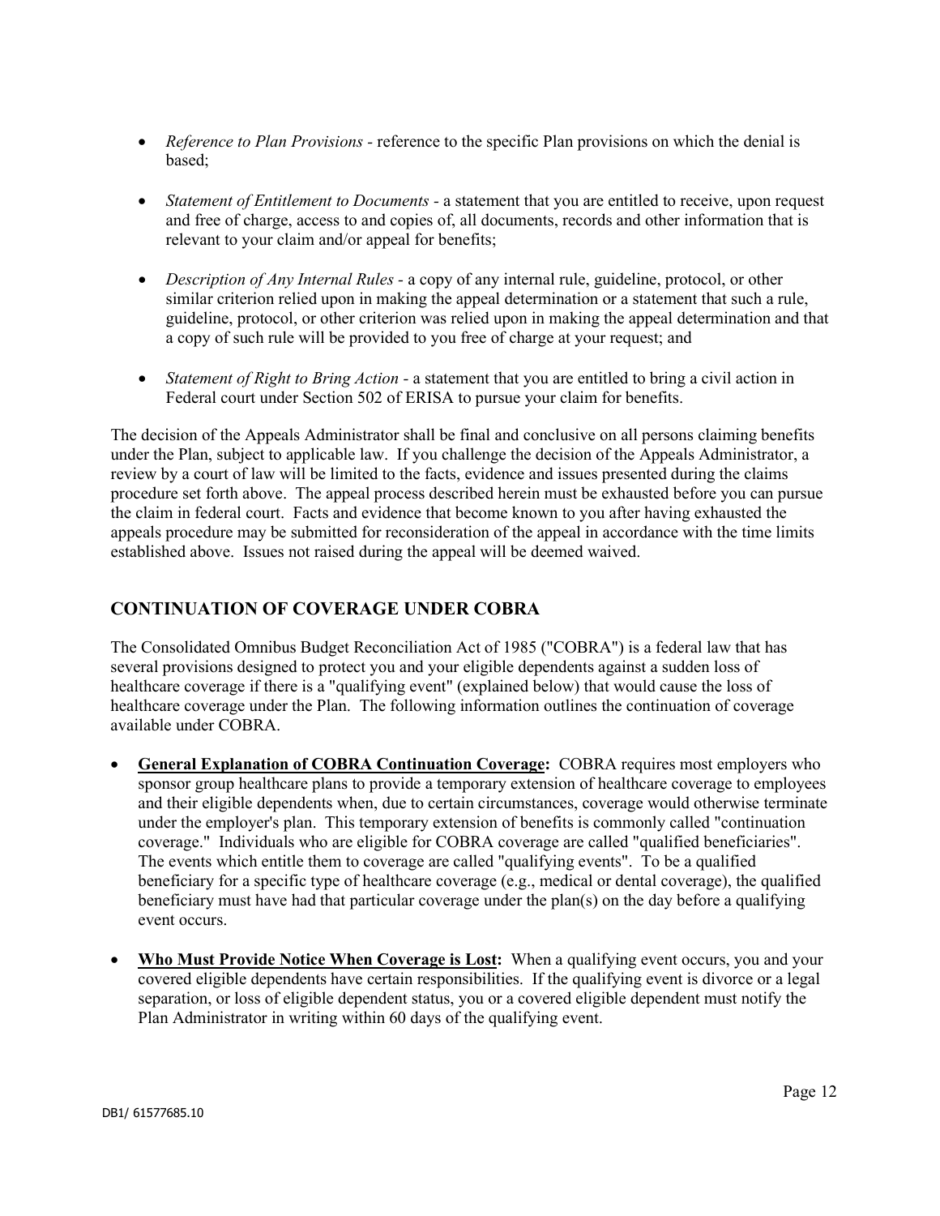- *Reference to Plan Provisions* - reference to the specific Plan provisions on which the denial is based;

- *Statement of Entitlement to Documents* - a statement that you are entitled to receive, upon request and free of charge, access to and copies of, all documents, records and other information that is relevant to your claim and/or appeal for benefits;

- *Description of Any Internal Rules* - a copy of any internal rule, guideline, protocol, or other similar criterion relied upon in making the appeal determination or a statement that such a rule, guideline, protocol, or other criterion was relied upon in making the appeal determination and that a copy of such rule will be provided to you free of charge at your request; and

- *Statement of Right to Bring Action* - a statement that you are entitled to bring a civil action in Federal court under Section 502 of ERISA to pursue your claim for benefits.

The decision of the Appeals Administrator shall be final and conclusive on all persons claiming benefits under the Plan, subject to applicable law. If you challenge the decision of the Appeals Administrator, a review by a court of law will be limited to the facts, evidence and issues presented during the claims procedure set forth above. The appeal process described herein must be exhausted before you can pursue the claim in federal court. Facts and evidence that become known to you after having exhausted the appeals procedure may be submitted for reconsideration of the appeal in accordance with the time limits established above. Issues not raised during the appeal will be deemed waived.

## CONTINUATION OF COVERAGE UNDER COBRA

The Consolidated Omnibus Budget Reconciliation Act of 1985 ("COBRA") is a federal law that has several provisions designed to protect you and your eligible dependents against a sudden loss of healthcare coverage if there is a "qualifying event" (explained below) that would cause the loss of healthcare coverage under the Plan. The following information outlines the continuation of coverage available under COBRA.

- **General Explanation of COBRA Continuation Coverage:** COBRA requires most employers who sponsor group healthcare plans to provide a temporary extension of healthcare coverage to employees and their eligible dependents when, due to certain circumstances, coverage would otherwise terminate under the employer's plan. This temporary extension of benefits is commonly called "continuation coverage." Individuals who are eligible for COBRA coverage are called "qualified beneficiaries". The events which entitle them to coverage are called "qualifying events". To be a qualified beneficiary for a specific type of healthcare coverage (e.g., medical or dental coverage), the qualified beneficiary must have had that particular coverage under the plan(s) on the day before a qualifying event occurs.

- **Who Must Provide Notice When Coverage is Lost:** When a qualifying event occurs, you and your covered eligible dependents have certain responsibilities. If the qualifying event is divorce or a legal separation, or loss of eligible dependent status, you or a covered eligible dependent must notify the Plan Administrator in writing within 60 days of the qualifying event.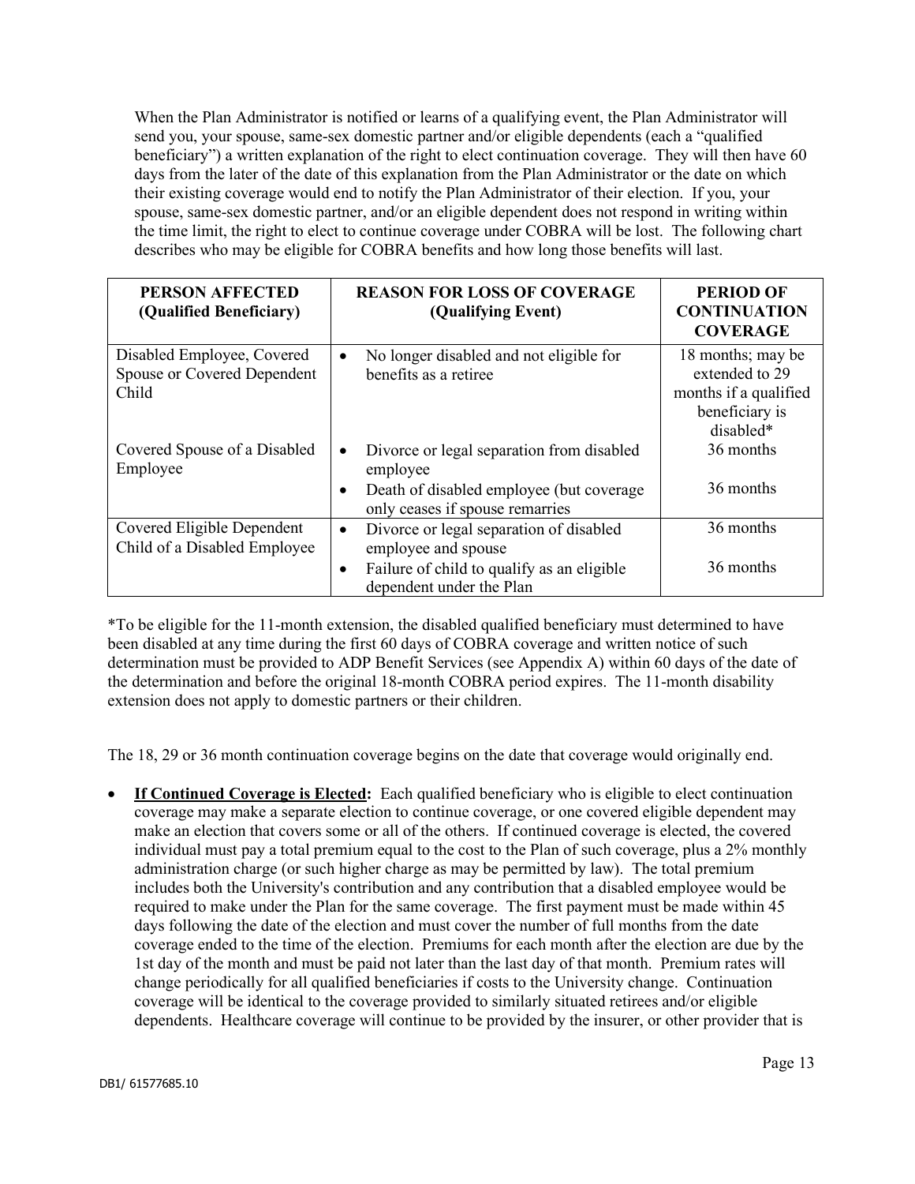When the Plan Administrator is notified or learns of a qualifying event, the Plan Administrator will send you, your spouse, same-sex domestic partner and/or eligible dependents (each a "qualified beneficiary") a written explanation of the right to elect continuation coverage. They will then have 60 days from the later of the date of this explanation from the Plan Administrator or the date on which their existing coverage would end to notify the Plan Administrator of their election. If you, your spouse, same-sex domestic partner, and/or an eligible dependent does not respond in writing within the time limit, the right to elect to continue coverage under COBRA will be lost. The following chart describes who may be eligible for COBRA benefits and how long those benefits will last.

| PERSON AFFECTED (Qualified Beneficiary) | REASON FOR LOSS OF COVERAGE (Qualifying Event) | PERIOD OF CONTINUATION COVERAGE |
|---|---|---|
| Disabled Employee, Covered Spouse or Covered Dependent Child | • No longer disabled and not eligible for benefits as a retiree | 18 months; may be extended to 29 months if a qualified beneficiary is disabled* |
| Covered Spouse of a Disabled Employee | • Divorce or legal separation from disabled employee | 36 months |
| | • Death of disabled employee (but coverage only ceases if spouse remarries | 36 months |
| Covered Eligible Dependent Child of a Disabled Employee | • Divorce or legal separation of disabled employee and spouse | 36 months |
| | • Failure of child to qualify as an eligible dependent under the Plan | 36 months |

*To be eligible for the 11-month extension, the disabled qualified beneficiary must determined to have been disabled at any time during the first 60 days of COBRA coverage and written notice of such determination must be provided to ADP Benefit Services (see Appendix A) within 60 days of the date of the determination and before the original 18-month COBRA period expires. The 11-month disability extension does not apply to domestic partners or their children.

The 18, 29 or 36 month continuation coverage begins on the date that coverage would originally end.

- **If Continued Coverage is Elected:** Each qualified beneficiary who is eligible to elect continuation coverage may make a separate election to continue coverage, or one covered eligible dependent may make an election that covers some or all of the others. If continued coverage is elected, the covered individual must pay a total premium equal to the cost to the Plan of such coverage, plus a 2% monthly administration charge (or such higher charge as may be permitted by law). The total premium includes both the University's contribution and any contribution that a disabled employee would be required to make under the Plan for the same coverage. The first payment must be made within 45 days following the date of the election and must cover the number of full months from the date coverage ended to the time of the election. Premiums for each month after the election are due by the 1st day of the month and must be paid not later than the last day of that month. Premium rates will change periodically for all qualified beneficiaries if costs to the University change. Continuation coverage will be identical to the coverage provided to similarly situated retirees and/or eligible dependents. Healthcare coverage will continue to be provided by the insurer, or other provider that is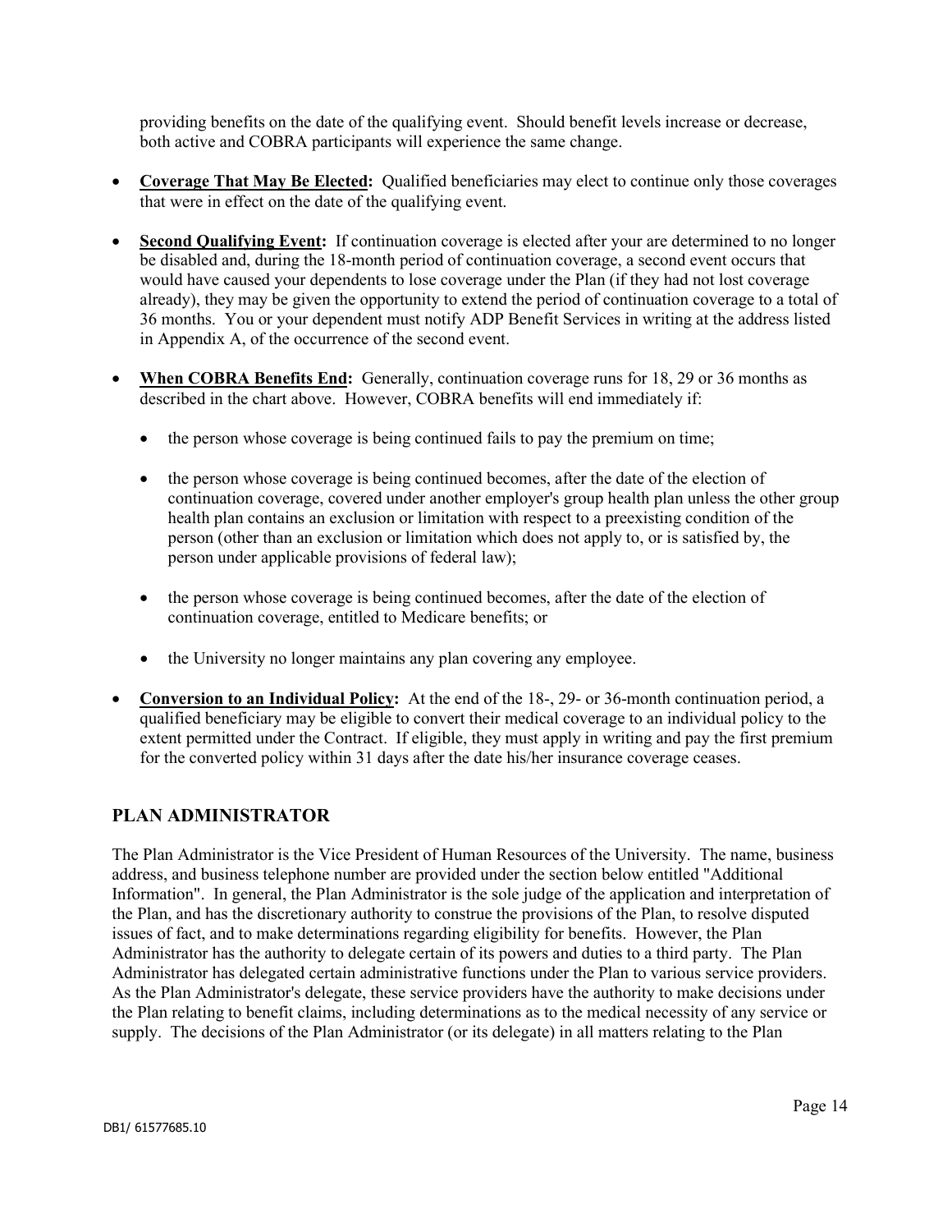providing benefits on the date of the qualifying event. Should benefit levels increase or decrease, both active and COBRA participants will experience the same change.

- **Coverage That May Be Elected:** Qualified beneficiaries may elect to continue only those coverages that were in effect on the date of the qualifying event.

- **Second Qualifying Event:** If continuation coverage is elected after your are determined to no longer be disabled and, during the 18-month period of continuation coverage, a second event occurs that would have caused your dependents to lose coverage under the Plan (if they had not lost coverage already), they may be given the opportunity to extend the period of continuation coverage to a total of 36 months. You or your dependent must notify ADP Benefit Services in writing at the address listed in Appendix A, of the occurrence of the second event.

- **When COBRA Benefits End:** Generally, continuation coverage runs for 18, 29 or 36 months as described in the chart above. However, COBRA benefits will end immediately if:

  - the person whose coverage is being continued fails to pay the premium on time;

  - the person whose coverage is being continued becomes, after the date of the election of continuation coverage, covered under another employer's group health plan unless the other group health plan contains an exclusion or limitation with respect to a preexisting condition of the person (other than an exclusion or limitation which does not apply to, or is satisfied by, the person under applicable provisions of federal law);

  - the person whose coverage is being continued becomes, after the date of the election of continuation coverage, entitled to Medicare benefits; or

  - the University no longer maintains any plan covering any employee.

- **Conversion to an Individual Policy:** At the end of the 18-, 29- or 36-month continuation period, a qualified beneficiary may be eligible to convert their medical coverage to an individual policy to the extent permitted under the Contract. If eligible, they must apply in writing and pay the first premium for the converted policy within 31 days after the date his/her insurance coverage ceases.

## PLAN ADMINISTRATOR

The Plan Administrator is the Vice President of Human Resources of the University. The name, business address, and business telephone number are provided under the section below entitled "Additional Information". In general, the Plan Administrator is the sole judge of the application and interpretation of the Plan, and has the discretionary authority to construe the provisions of the Plan, to resolve disputed issues of fact, and to make determinations regarding eligibility for benefits. However, the Plan Administrator has the authority to delegate certain of its powers and duties to a third party. The Plan Administrator has delegated certain administrative functions under the Plan to various service providers. As the Plan Administrator's delegate, these service providers have the authority to make decisions under the Plan relating to benefit claims, including determinations as to the medical necessity of any service or supply. The decisions of the Plan Administrator (or its delegate) in all matters relating to the Plan

DB1/ 61577685.10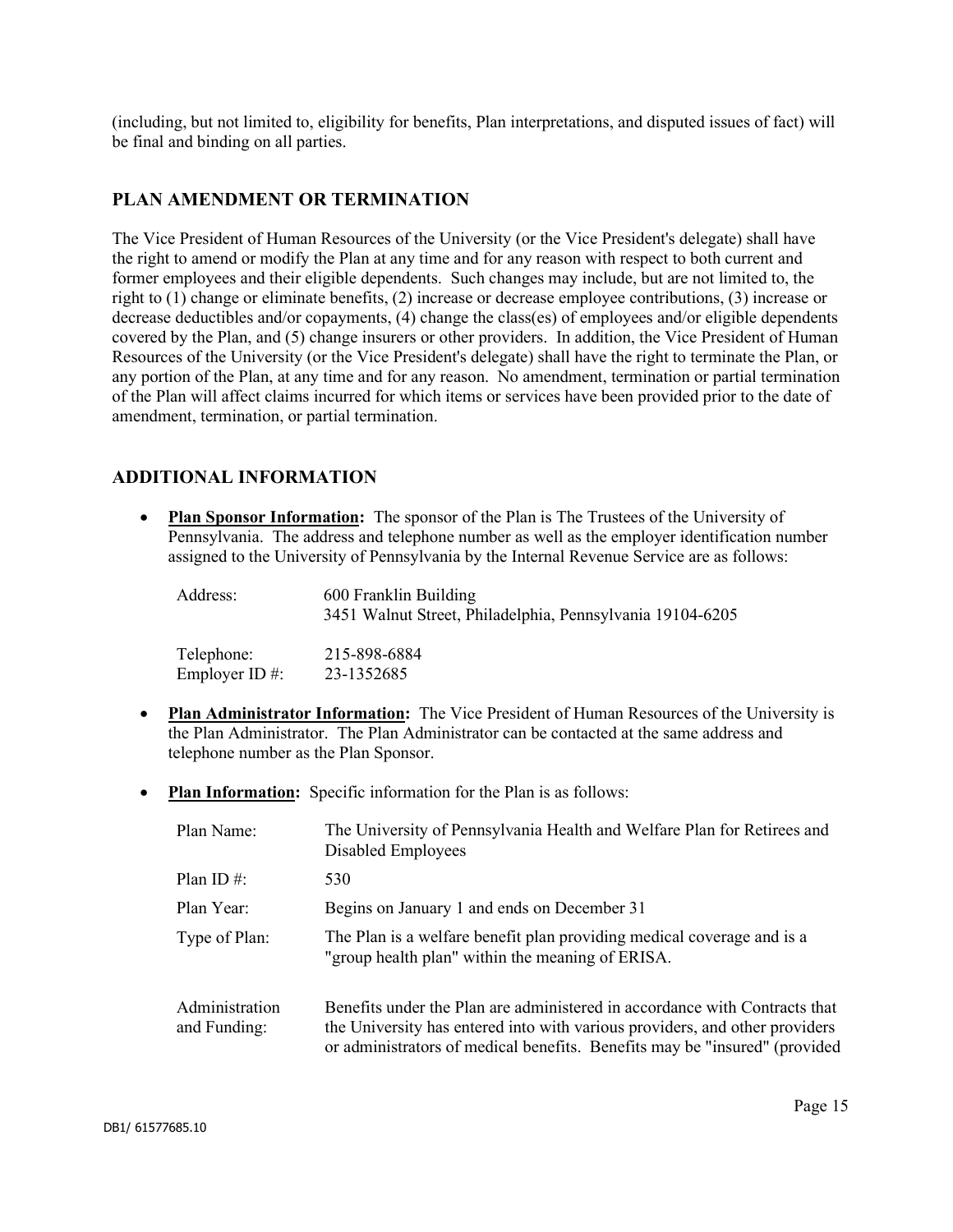(including, but not limited to, eligibility for benefits, Plan interpretations, and disputed issues of fact) will be final and binding on all parties.

## PLAN AMENDMENT OR TERMINATION

The Vice President of Human Resources of the University (or the Vice President's delegate) shall have the right to amend or modify the Plan at any time and for any reason with respect to both current and former employees and their eligible dependents. Such changes may include, but are not limited to, the right to (1) change or eliminate benefits, (2) increase or decrease employee contributions, (3) increase or decrease deductibles and/or copayments, (4) change the class(es) of employees and/or eligible dependents covered by the Plan, and (5) change insurers or other providers. In addition, the Vice President of Human Resources of the University (or the Vice President's delegate) shall have the right to terminate the Plan, or any portion of the Plan, at any time and for any reason. No amendment, termination or partial termination of the Plan will affect claims incurred for which items or services have been provided prior to the date of amendment, termination, or partial termination.

## ADDITIONAL INFORMATION

- **Plan Sponsor Information:** The sponsor of the Plan is The Trustees of the University of Pennsylvania. The address and telephone number as well as the employer identification number assigned to the University of Pennsylvania by the Internal Revenue Service are as follows:

| | |
|---|---|
| Address: | 600 Franklin Building<br>3451 Walnut Street, Philadelphia, Pennsylvania 19104-6205 |
| Telephone: | 215-898-6884 |
| Employer ID #: | 23-1352685 |

- **Plan Administrator Information:** The Vice President of Human Resources of the University is the Plan Administrator. The Plan Administrator can be contacted at the same address and telephone number as the Plan Sponsor.

- **Plan Information:** Specific information for the Plan is as follows:

| | |
|---|---|
| Plan Name: | The University of Pennsylvania Health and Welfare Plan for Retirees and Disabled Employees |
| Plan ID #: | 530 |
| Plan Year: | Begins on January 1 and ends on December 31 |
| Type of Plan: | The Plan is a welfare benefit plan providing medical coverage and is a "group health plan" within the meaning of ERISA. |
| Administration and Funding: | Benefits under the Plan are administered in accordance with Contracts that the University has entered into with various providers, and other providers or administrators of medical benefits. Benefits may be "insured" (provided |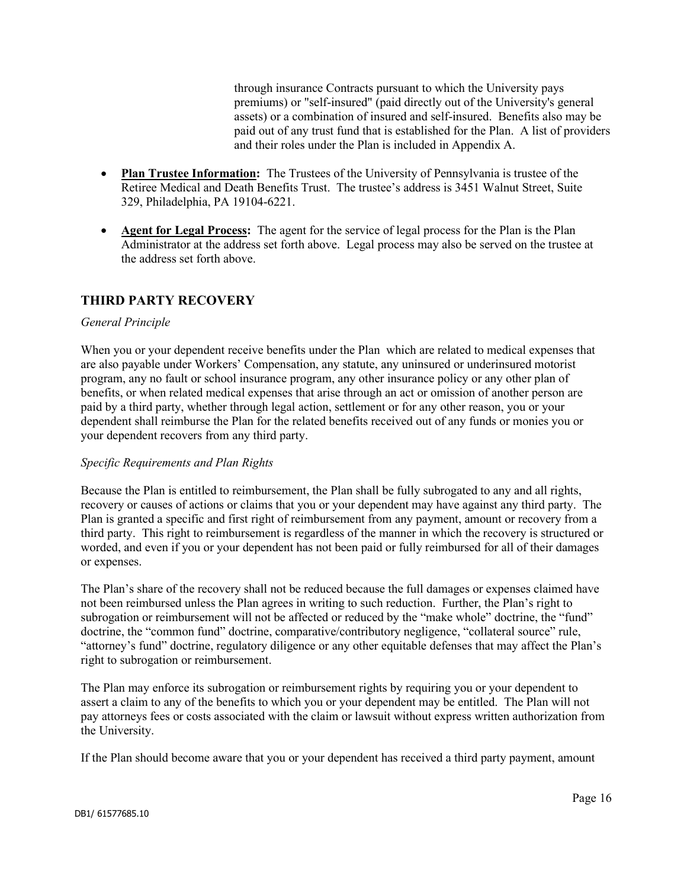through insurance Contracts pursuant to which the University pays premiums) or "self-insured" (paid directly out of the University's general assets) or a combination of insured and self-insured. Benefits also may be paid out of any trust fund that is established for the Plan. A list of providers and their roles under the Plan is included in Appendix A.

- **Plan Trustee Information:** The Trustees of the University of Pennsylvania is trustee of the Retiree Medical and Death Benefits Trust. The trustee's address is 3451 Walnut Street, Suite 329, Philadelphia, PA 19104-6221.
- **Agent for Legal Process:** The agent for the service of legal process for the Plan is the Plan Administrator at the address set forth above. Legal process may also be served on the trustee at the address set forth above.

## THIRD PARTY RECOVERY

*General Principle*

When you or your dependent receive benefits under the Plan which are related to medical expenses that are also payable under Workers' Compensation, any statute, any uninsured or underinsured motorist program, any no fault or school insurance program, any other insurance policy or any other plan of benefits, or when related medical expenses that arise through an act or omission of another person are paid by a third party, whether through legal action, settlement or for any other reason, you or your dependent shall reimburse the Plan for the related benefits received out of any funds or monies you or your dependent recovers from any third party.

*Specific Requirements and Plan Rights*

Because the Plan is entitled to reimbursement, the Plan shall be fully subrogated to any and all rights, recovery or causes of actions or claims that you or your dependent may have against any third party. The Plan is granted a specific and first right of reimbursement from any payment, amount or recovery from a third party. This right to reimbursement is regardless of the manner in which the recovery is structured or worded, and even if you or your dependent has not been paid or fully reimbursed for all of their damages or expenses.

The Plan's share of the recovery shall not be reduced because the full damages or expenses claimed have not been reimbursed unless the Plan agrees in writing to such reduction. Further, the Plan's right to subrogation or reimbursement will not be affected or reduced by the "make whole" doctrine, the "fund" doctrine, the "common fund" doctrine, comparative/contributory negligence, "collateral source" rule, "attorney's fund" doctrine, regulatory diligence or any other equitable defenses that may affect the Plan's right to subrogation or reimbursement.

The Plan may enforce its subrogation or reimbursement rights by requiring you or your dependent to assert a claim to any of the benefits to which you or your dependent may be entitled. The Plan will not pay attorneys fees or costs associated with the claim or lawsuit without express written authorization from the University.

If the Plan should become aware that you or your dependent has received a third party payment, amount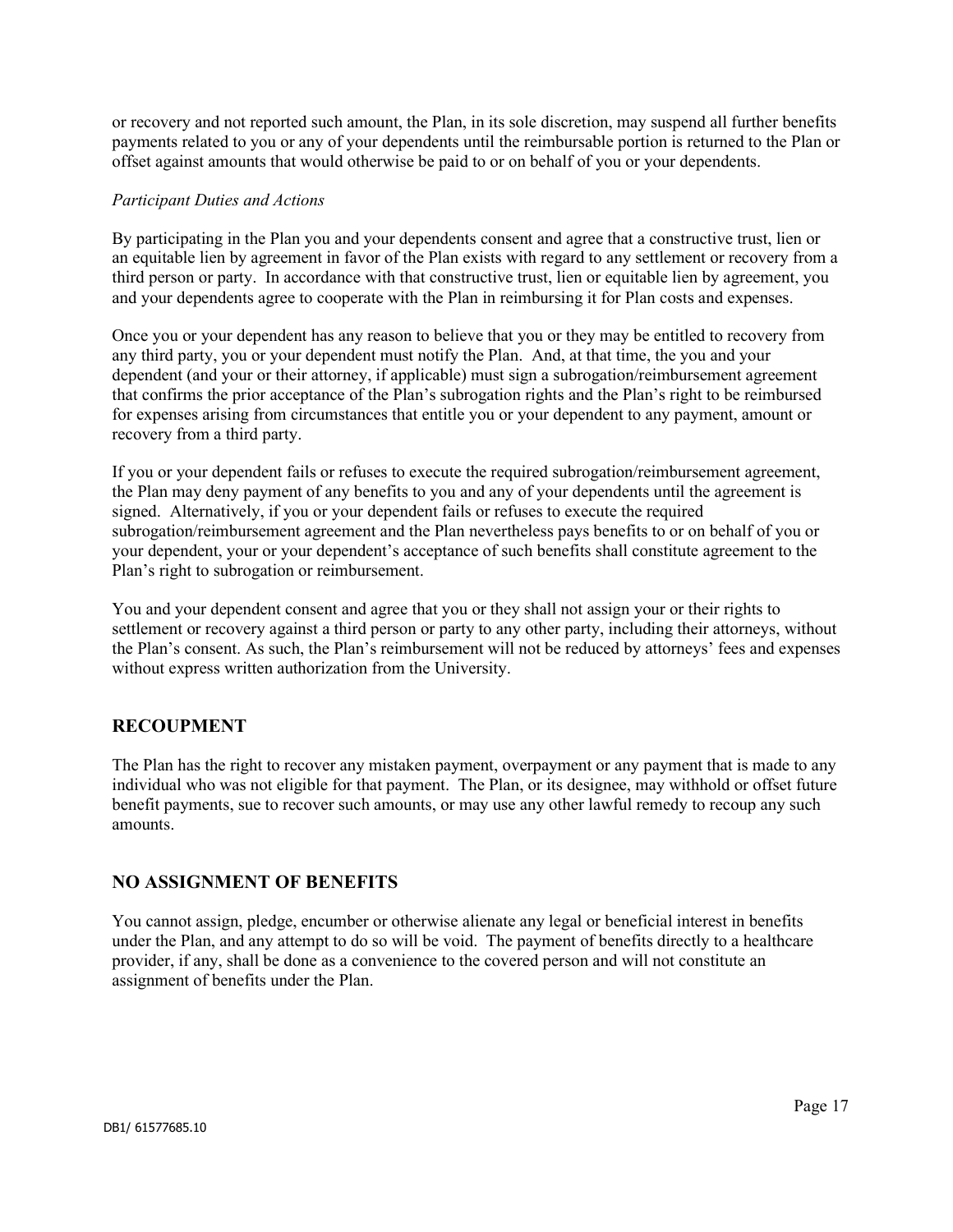or recovery and not reported such amount, the Plan, in its sole discretion, may suspend all further benefits payments related to you or any of your dependents until the reimbursable portion is returned to the Plan or offset against amounts that would otherwise be paid to or on behalf of you or your dependents.

*Participant Duties and Actions*

By participating in the Plan you and your dependents consent and agree that a constructive trust, lien or an equitable lien by agreement in favor of the Plan exists with regard to any settlement or recovery from a third person or party. In accordance with that constructive trust, lien or equitable lien by agreement, you and your dependents agree to cooperate with the Plan in reimbursing it for Plan costs and expenses.

Once you or your dependent has any reason to believe that you or they may be entitled to recovery from any third party, you or your dependent must notify the Plan. And, at that time, the you and your dependent (and your or their attorney, if applicable) must sign a subrogation/reimbursement agreement that confirms the prior acceptance of the Plan's subrogation rights and the Plan's right to be reimbursed for expenses arising from circumstances that entitle you or your dependent to any payment, amount or recovery from a third party.

If you or your dependent fails or refuses to execute the required subrogation/reimbursement agreement, the Plan may deny payment of any benefits to you and any of your dependents until the agreement is signed. Alternatively, if you or your dependent fails or refuses to execute the required subrogation/reimbursement agreement and the Plan nevertheless pays benefits to or on behalf of you or your dependent, your or your dependent's acceptance of such benefits shall constitute agreement to the Plan's right to subrogation or reimbursement.

You and your dependent consent and agree that you or they shall not assign your or their rights to settlement or recovery against a third person or party to any other party, including their attorneys, without the Plan's consent. As such, the Plan's reimbursement will not be reduced by attorneys' fees and expenses without express written authorization from the University.

## RECOUPMENT

The Plan has the right to recover any mistaken payment, overpayment or any payment that is made to any individual who was not eligible for that payment. The Plan, or its designee, may withhold or offset future benefit payments, sue to recover such amounts, or may use any other lawful remedy to recoup any such amounts.

## NO ASSIGNMENT OF BENEFITS

You cannot assign, pledge, encumber or otherwise alienate any legal or beneficial interest in benefits under the Plan, and any attempt to do so will be void. The payment of benefits directly to a healthcare provider, if any, shall be done as a convenience to the covered person and will not constitute an assignment of benefits under the Plan.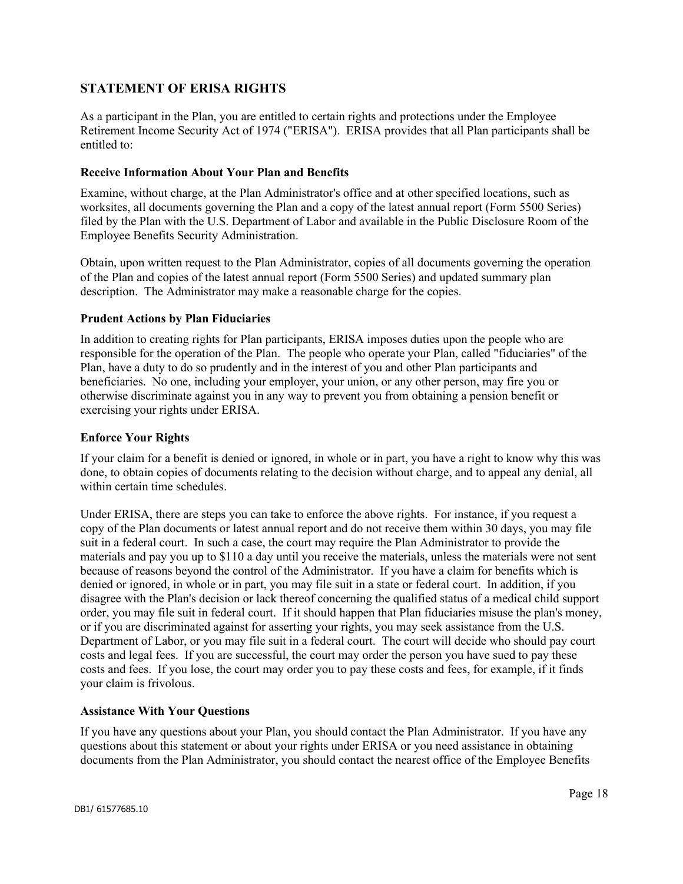## STATEMENT OF ERISA RIGHTS

As a participant in the Plan, you are entitled to certain rights and protections under the Employee Retirement Income Security Act of 1974 ("ERISA"). ERISA provides that all Plan participants shall be entitled to:

### Receive Information About Your Plan and Benefits

Examine, without charge, at the Plan Administrator's office and at other specified locations, such as worksites, all documents governing the Plan and a copy of the latest annual report (Form 5500 Series) filed by the Plan with the U.S. Department of Labor and available in the Public Disclosure Room of the Employee Benefits Security Administration.

Obtain, upon written request to the Plan Administrator, copies of all documents governing the operation of the Plan and copies of the latest annual report (Form 5500 Series) and updated summary plan description. The Administrator may make a reasonable charge for the copies.

### Prudent Actions by Plan Fiduciaries

In addition to creating rights for Plan participants, ERISA imposes duties upon the people who are responsible for the operation of the Plan. The people who operate your Plan, called "fiduciaries" of the Plan, have a duty to do so prudently and in the interest of you and other Plan participants and beneficiaries. No one, including your employer, your union, or any other person, may fire you or otherwise discriminate against you in any way to prevent you from obtaining a pension benefit or exercising your rights under ERISA.

### Enforce Your Rights

If your claim for a benefit is denied or ignored, in whole or in part, you have a right to know why this was done, to obtain copies of documents relating to the decision without charge, and to appeal any denial, all within certain time schedules.

Under ERISA, there are steps you can take to enforce the above rights. For instance, if you request a copy of the Plan documents or latest annual report and do not receive them within 30 days, you may file suit in a federal court. In such a case, the court may require the Plan Administrator to provide the materials and pay you up to $110 a day until you receive the materials, unless the materials were not sent because of reasons beyond the control of the Administrator. If you have a claim for benefits which is denied or ignored, in whole or in part, you may file suit in a state or federal court. In addition, if you disagree with the Plan's decision or lack thereof concerning the qualified status of a medical child support order, you may file suit in federal court. If it should happen that Plan fiduciaries misuse the plan's money, or if you are discriminated against for asserting your rights, you may seek assistance from the U.S. Department of Labor, or you may file suit in a federal court. The court will decide who should pay court costs and legal fees. If you are successful, the court may order the person you have sued to pay these costs and fees. If you lose, the court may order you to pay these costs and fees, for example, if it finds your claim is frivolous.

### Assistance With Your Questions

If you have any questions about your Plan, you should contact the Plan Administrator. If you have any questions about this statement or about your rights under ERISA or you need assistance in obtaining documents from the Plan Administrator, you should contact the nearest office of the Employee Benefits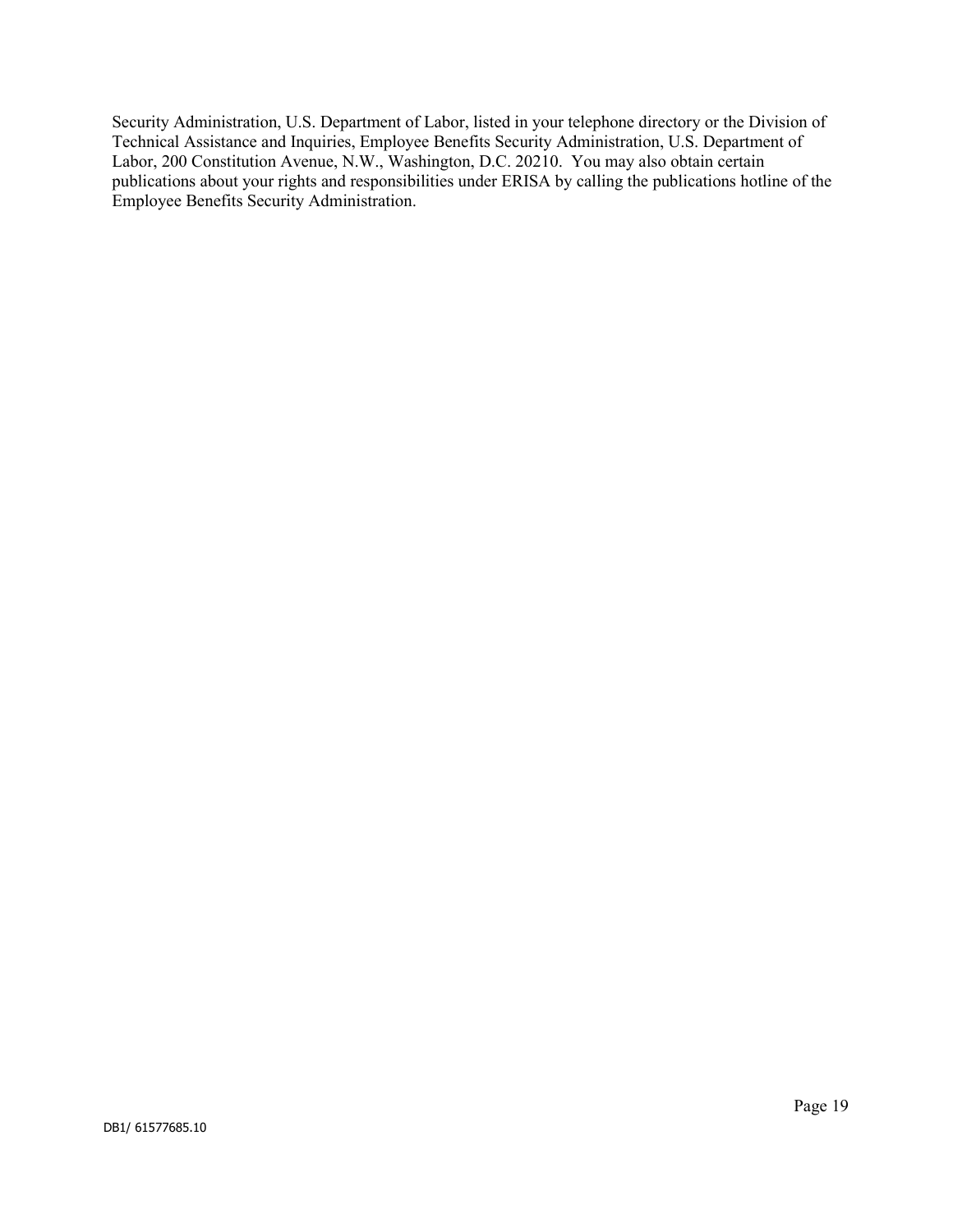Security Administration, U.S. Department of Labor, listed in your telephone directory or the Division of Technical Assistance and Inquiries, Employee Benefits Security Administration, U.S. Department of Labor, 200 Constitution Avenue, N.W., Washington, D.C. 20210. You may also obtain certain publications about your rights and responsibilities under ERISA by calling the publications hotline of the Employee Benefits Security Administration.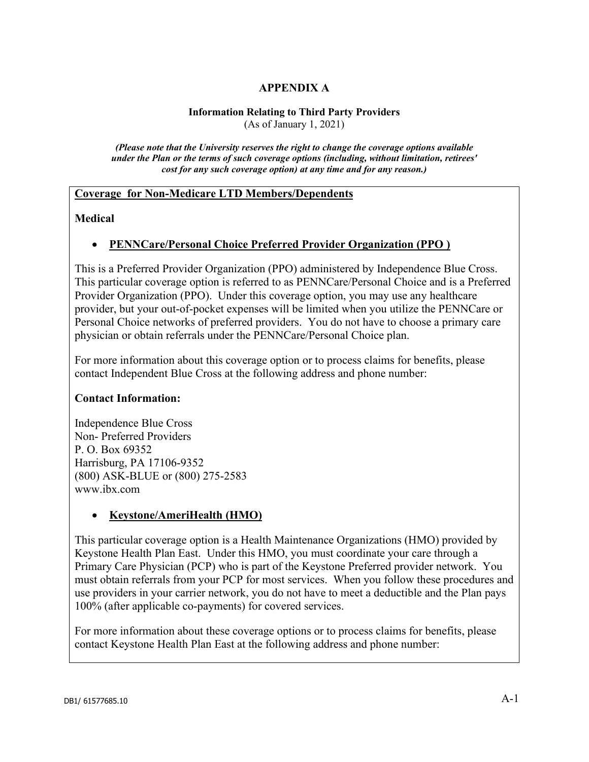# APPENDIX A

**Information Relating to Third Party Providers**
(As of January 1, 2021)

***(Please note that the University reserves the right to change the coverage options available under the Plan or the terms of such coverage options (including, without limitation, retirees' cost for any such coverage option) at any time and for any reason.)***

**<u>Coverage for Non-Medicare LTD Members/Dependents</u>**

**Medical**

- **<u>PENNCare/Personal Choice Preferred Provider Organization (PPO )</u>**

This is a Preferred Provider Organization (PPO) administered by Independence Blue Cross. This particular coverage option is referred to as PENNCare/Personal Choice and is a Preferred Provider Organization (PPO). Under this coverage option, you may use any healthcare provider, but your out-of-pocket expenses will be limited when you utilize the PENNCare or Personal Choice networks of preferred providers. You do not have to choose a primary care physician or obtain referrals under the PENNCare/Personal Choice plan.

For more information about this coverage option or to process claims for benefits, please contact Independent Blue Cross at the following address and phone number:

**Contact Information:**

Independence Blue Cross
Non- Preferred Providers
P. O. Box 69352
Harrisburg, PA 17106-9352
(800) ASK-BLUE or (800) 275-2583
www.ibx.com

- **<u>Keystone/AmeriHealth (HMO)</u>**

This particular coverage option is a Health Maintenance Organizations (HMO) provided by Keystone Health Plan East. Under this HMO, you must coordinate your care through a Primary Care Physician (PCP) who is part of the Keystone Preferred provider network. You must obtain referrals from your PCP for most services. When you follow these procedures and use providers in your carrier network, you do not have to meet a deductible and the Plan pays 100% (after applicable co-payments) for covered services.

For more information about these coverage options or to process claims for benefits, please contact Keystone Health Plan East at the following address and phone number: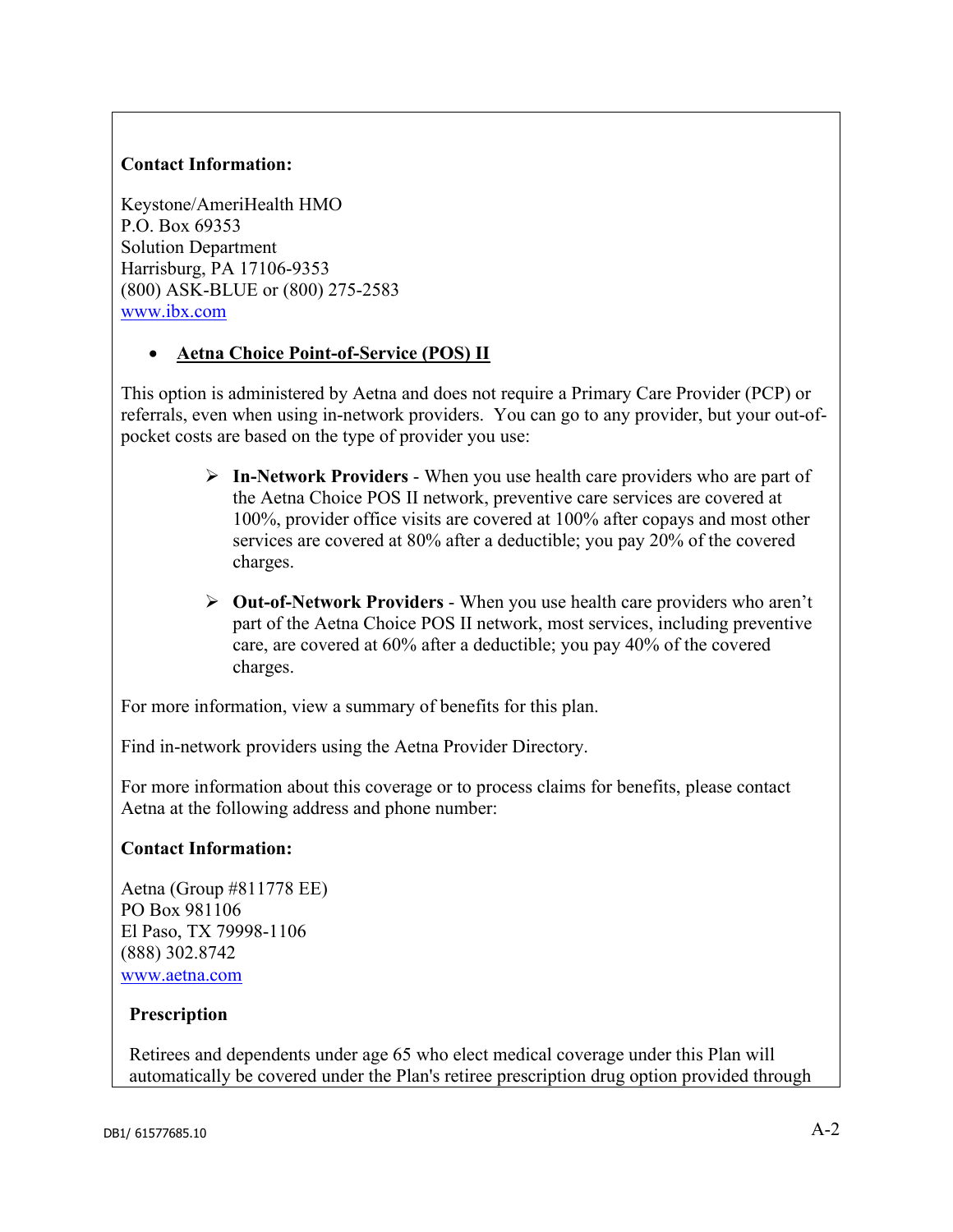**Contact Information:**

Keystone/AmeriHealth HMO
P.O. Box 69353
Solution Department
Harrisburg, PA 17106-9353
(800) ASK-BLUE or (800) 275-2583
[www.ibx.com](http://www.ibx.com)

- **Aetna Choice Point-of-Service (POS) II**

This option is administered by Aetna and does not require a Primary Care Provider (PCP) or referrals, even when using in-network providers. You can go to any provider, but your out-of-pocket costs are based on the type of provider you use:

- **In-Network Providers** - When you use health care providers who are part of the Aetna Choice POS II network, preventive care services are covered at 100%, provider office visits are covered at 100% after copays and most other services are covered at 80% after a deductible; you pay 20% of the covered charges.
- **Out-of-Network Providers** - When you use health care providers who aren't part of the Aetna Choice POS II network, most services, including preventive care, are covered at 60% after a deductible; you pay 40% of the covered charges.

For more information, view a summary of benefits for this plan.

Find in-network providers using the Aetna Provider Directory.

For more information about this coverage or to process claims for benefits, please contact Aetna at the following address and phone number:

**Contact Information:**

Aetna (Group #811778 EE)
PO Box 981106
El Paso, TX 79998-1106
(888) 302.8742
[www.aetna.com](http://www.aetna.com)

**Prescription**

Retirees and dependents under age 65 who elect medical coverage under this Plan will automatically be covered under the Plan's retiree prescription drug option provided through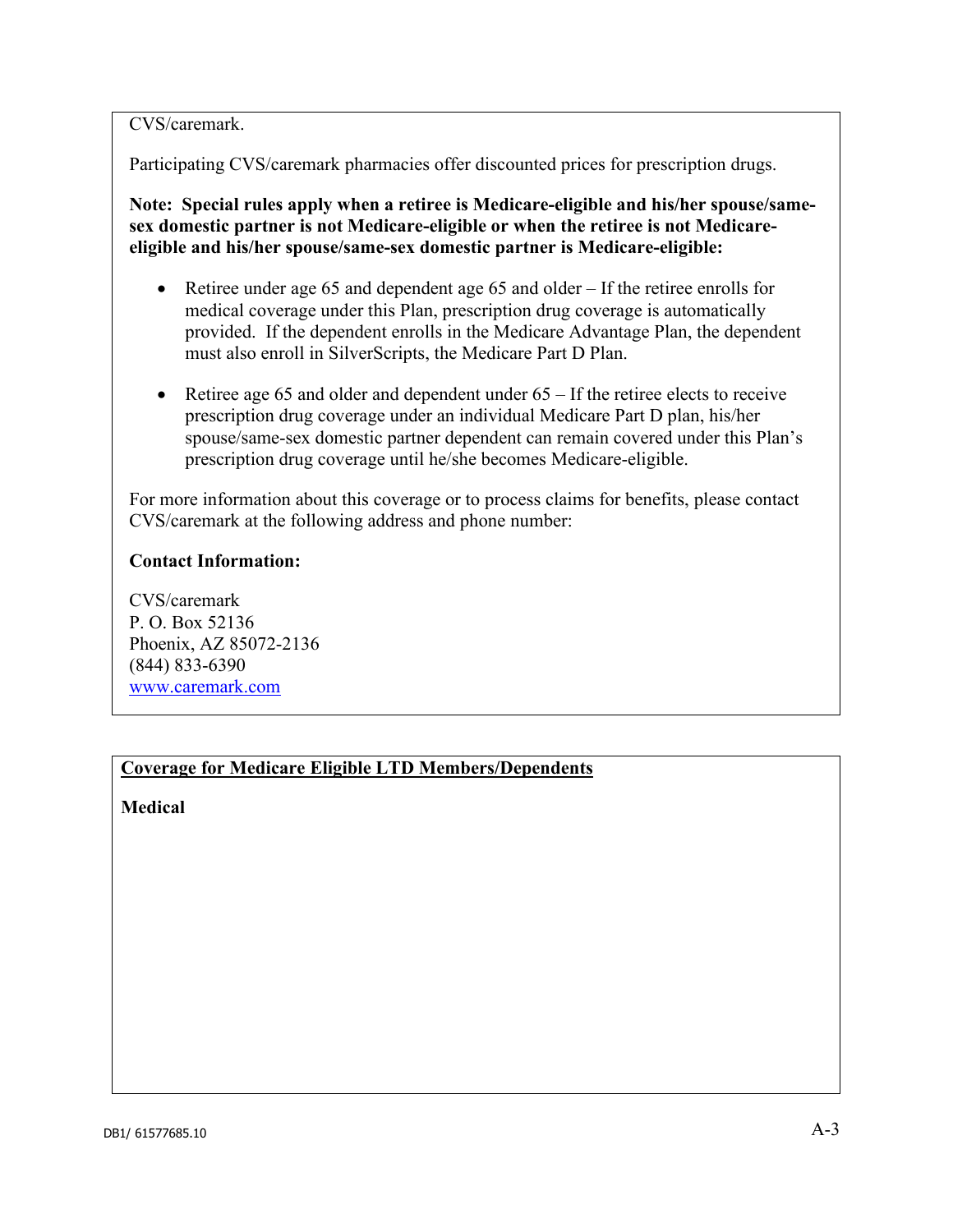CVS/caremark.

Participating CVS/caremark pharmacies offer discounted prices for prescription drugs.

**Note: Special rules apply when a retiree is Medicare-eligible and his/her spouse/same-sex domestic partner is not Medicare-eligible or when the retiree is not Medicare-eligible and his/her spouse/same-sex domestic partner is Medicare-eligible:**

- Retiree under age 65 and dependent age 65 and older – If the retiree enrolls for medical coverage under this Plan, prescription drug coverage is automatically provided. If the dependent enrolls in the Medicare Advantage Plan, the dependent must also enroll in SilverScripts, the Medicare Part D Plan.

- Retiree age 65 and older and dependent under 65 – If the retiree elects to receive prescription drug coverage under an individual Medicare Part D plan, his/her spouse/same-sex domestic partner dependent can remain covered under this Plan's prescription drug coverage until he/she becomes Medicare-eligible.

For more information about this coverage or to process claims for benefits, please contact CVS/caremark at the following address and phone number:

**Contact Information:**

CVS/caremark
P. O. Box 52136
Phoenix, AZ 85072-2136
(844) 833-6390
www.caremark.com

## Coverage for Medicare Eligible LTD Members/Dependents

**Medical**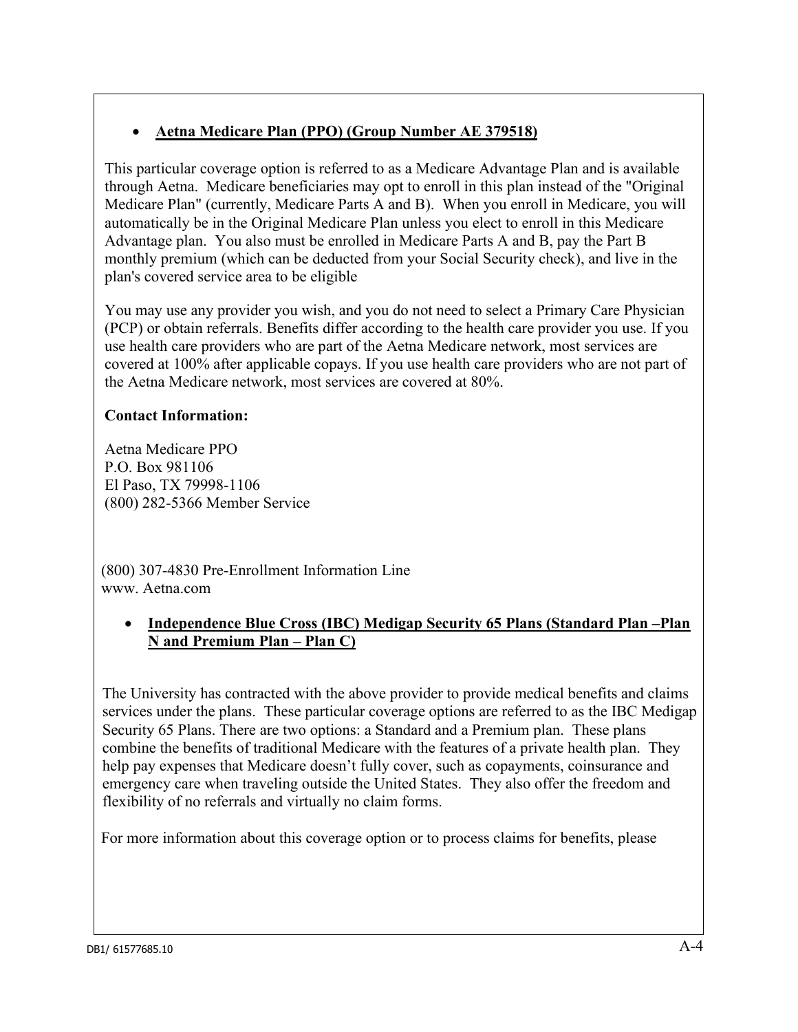- **Aetna Medicare Plan (PPO) (Group Number AE 379518)**

This particular coverage option is referred to as a Medicare Advantage Plan and is available through Aetna. Medicare beneficiaries may opt to enroll in this plan instead of the "Original Medicare Plan" (currently, Medicare Parts A and B). When you enroll in Medicare, you will automatically be in the Original Medicare Plan unless you elect to enroll in this Medicare Advantage plan. You also must be enrolled in Medicare Parts A and B, pay the Part B monthly premium (which can be deducted from your Social Security check), and live in the plan's covered service area to be eligible

You may use any provider you wish, and you do not need to select a Primary Care Physician (PCP) or obtain referrals. Benefits differ according to the health care provider you use. If you use health care providers who are part of the Aetna Medicare network, most services are covered at 100% after applicable copays. If you use health care providers who are not part of the Aetna Medicare network, most services are covered at 80%.

**Contact Information:**

Aetna Medicare PPO
P.O. Box 981106
El Paso, TX 79998-1106
(800) 282-5366 Member Service

(800) 307-4830 Pre-Enrollment Information Line
www. Aetna.com

- **Independence Blue Cross (IBC) Medigap Security 65 Plans (Standard Plan –Plan N and Premium Plan – Plan C)**

The University has contracted with the above provider to provide medical benefits and claims services under the plans. These particular coverage options are referred to as the IBC Medigap Security 65 Plans. There are two options: a Standard and a Premium plan. These plans combine the benefits of traditional Medicare with the features of a private health plan. They help pay expenses that Medicare doesn't fully cover, such as copayments, coinsurance and emergency care when traveling outside the United States. They also offer the freedom and flexibility of no referrals and virtually no claim forms.

For more information about this coverage option or to process claims for benefits, please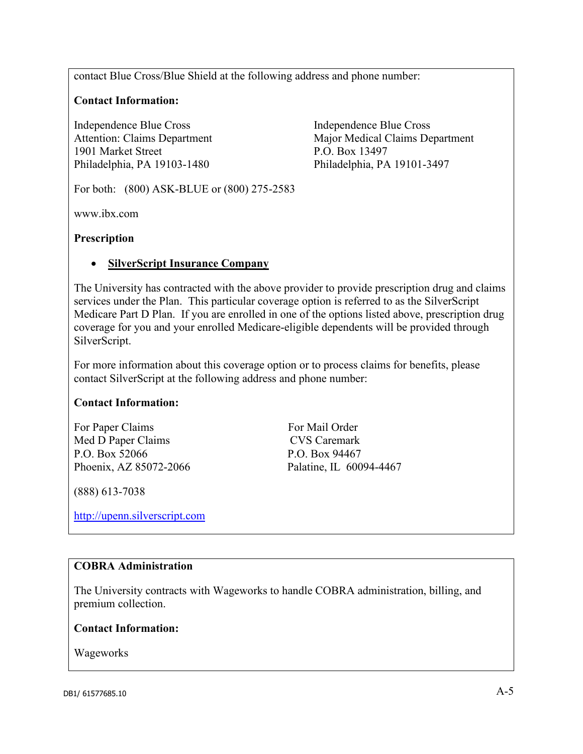contact Blue Cross/Blue Shield at the following address and phone number:

**Contact Information:**

Independence Blue Cross
Attention: Claims Department
1901 Market Street
Philadelphia, PA 19103-1480

Independence Blue Cross
Major Medical Claims Department
P.O. Box 13497
Philadelphia, PA 19101-3497

For both: (800) ASK-BLUE or (800) 275-2583

www.ibx.com

**Prescription**

- **SilverScript Insurance Company**

The University has contracted with the above provider to provide prescription drug and claims services under the Plan. This particular coverage option is referred to as the SilverScript Medicare Part D Plan. If you are enrolled in one of the options listed above, prescription drug coverage for you and your enrolled Medicare-eligible dependents will be provided through SilverScript.

For more information about this coverage option or to process claims for benefits, please contact SilverScript at the following address and phone number:

**Contact Information:**

For Paper Claims
Med D Paper Claims
P.O. Box 52066
Phoenix, AZ 85072-2066

For Mail Order
CVS Caremark
P.O. Box 94467
Palatine, IL 60094-4467

(888) 613-7038

http://upenn.silverscript.com

**COBRA Administration**

The University contracts with Wageworks to handle COBRA administration, billing, and premium collection.

**Contact Information:**

Wageworks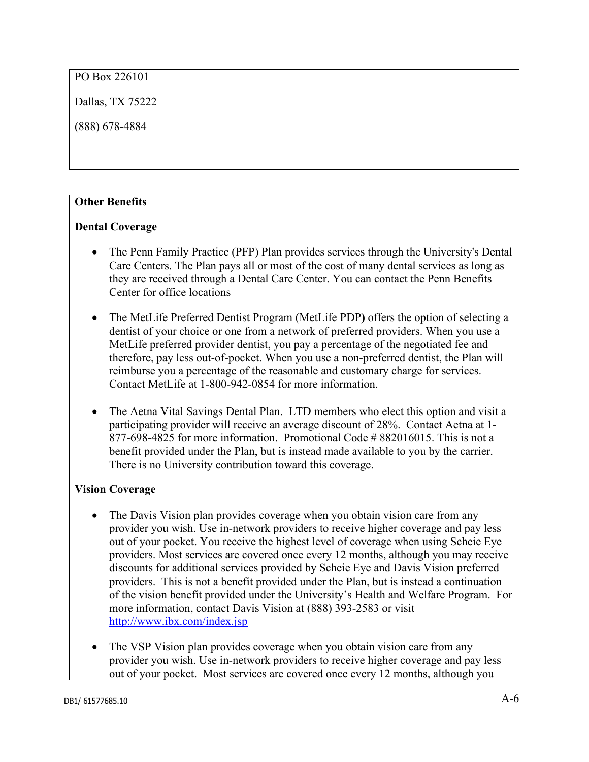PO Box 226101

Dallas, TX 75222

(888) 678-4884

**Other Benefits**

**Dental Coverage**

- The Penn Family Practice (PFP) Plan provides services through the University's Dental Care Centers. The Plan pays all or most of the cost of many dental services as long as they are received through a Dental Care Center. You can contact the Penn Benefits Center for office locations

- The MetLife Preferred Dentist Program (MetLife PDP**)** offers the option of selecting a dentist of your choice or one from a network of preferred providers. When you use a MetLife preferred provider dentist, you pay a percentage of the negotiated fee and therefore, pay less out-of-pocket. When you use a non-preferred dentist, the Plan will reimburse you a percentage of the reasonable and customary charge for services. Contact MetLife at 1-800-942-0854 for more information.

- The Aetna Vital Savings Dental Plan. LTD members who elect this option and visit a participating provider will receive an average discount of 28%. Contact Aetna at 1-877-698-4825 for more information. Promotional Code # 882016015. This is not a benefit provided under the Plan, but is instead made available to you by the carrier. There is no University contribution toward this coverage.

**Vision Coverage**

- The Davis Vision plan provides coverage when you obtain vision care from any provider you wish. Use in-network providers to receive higher coverage and pay less out of your pocket. You receive the highest level of coverage when using Scheie Eye providers. Most services are covered once every 12 months, although you may receive discounts for additional services provided by Scheie Eye and Davis Vision preferred providers. This is not a benefit provided under the Plan, but is instead a continuation of the vision benefit provided under the University's Health and Welfare Program. For more information, contact Davis Vision at (888) 393-2583 or visit http://www.ibx.com/index.jsp

- The VSP Vision plan provides coverage when you obtain vision care from any provider you wish. Use in-network providers to receive higher coverage and pay less out of your pocket. Most services are covered once every 12 months, although you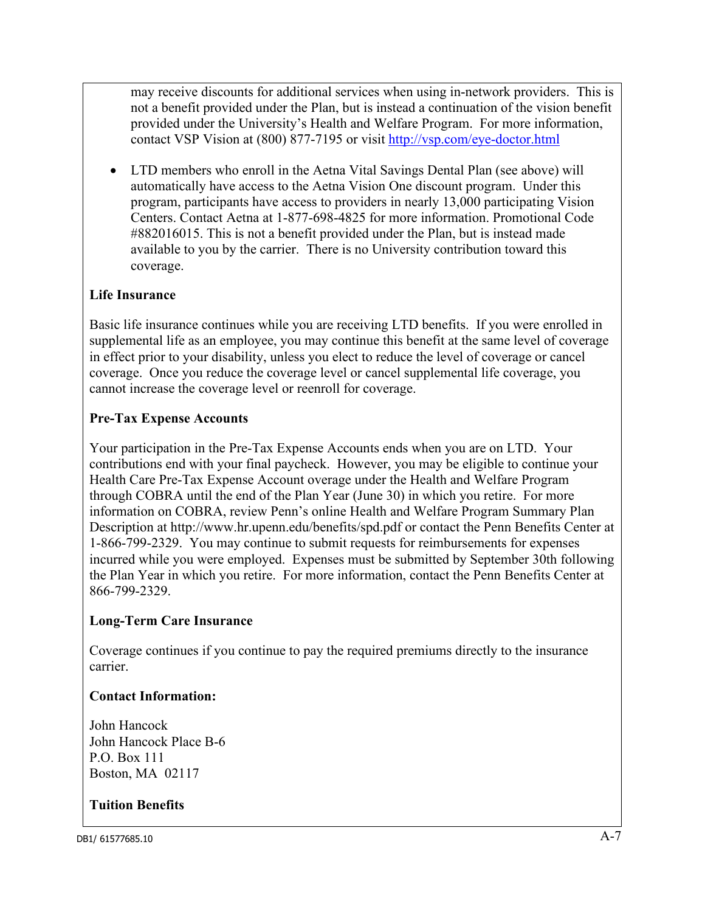may receive discounts for additional services when using in-network providers. This is not a benefit provided under the Plan, but is instead a continuation of the vision benefit provided under the University's Health and Welfare Program. For more information, contact VSP Vision at (800) 877-7195 or visit [http://vsp.com/eye-doctor.html](http://vsp.com/eye-doctor.html)

- LTD members who enroll in the Aetna Vital Savings Dental Plan (see above) will automatically have access to the Aetna Vision One discount program. Under this program, participants have access to providers in nearly 13,000 participating Vision Centers. Contact Aetna at 1-877-698-4825 for more information. Promotional Code #882016015. This is not a benefit provided under the Plan, but is instead made available to you by the carrier. There is no University contribution toward this coverage.

**Life Insurance**

Basic life insurance continues while you are receiving LTD benefits. If you were enrolled in supplemental life as an employee, you may continue this benefit at the same level of coverage in effect prior to your disability, unless you elect to reduce the level of coverage or cancel coverage. Once you reduce the coverage level or cancel supplemental life coverage, you cannot increase the coverage level or reenroll for coverage.

**Pre-Tax Expense Accounts**

Your participation in the Pre-Tax Expense Accounts ends when you are on LTD. Your contributions end with your final paycheck. However, you may be eligible to continue your Health Care Pre-Tax Expense Account overage under the Health and Welfare Program through COBRA until the end of the Plan Year (June 30) in which you retire. For more information on COBRA, review Penn's online Health and Welfare Program Summary Plan Description at http://www.hr.upenn.edu/benefits/spd.pdf or contact the Penn Benefits Center at 1-866-799-2329. You may continue to submit requests for reimbursements for expenses incurred while you were employed. Expenses must be submitted by September 30th following the Plan Year in which you retire. For more information, contact the Penn Benefits Center at 866-799-2329.

**Long-Term Care Insurance**

Coverage continues if you continue to pay the required premiums directly to the insurance carrier.

**Contact Information:**

John Hancock
John Hancock Place B-6
P.O. Box 111
Boston, MA 02117

**Tuition Benefits**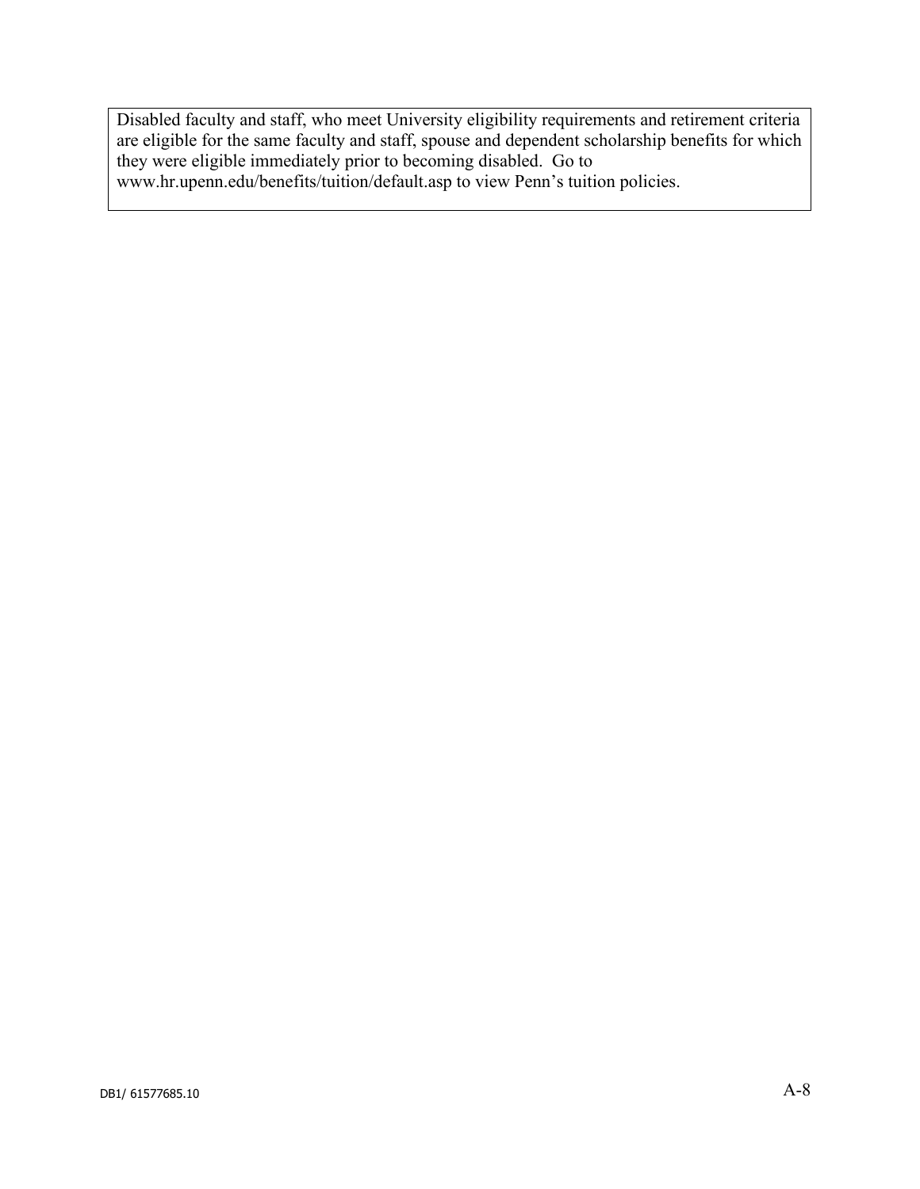Disabled faculty and staff, who meet University eligibility requirements and retirement criteria are eligible for the same faculty and staff, spouse and dependent scholarship benefits for which they were eligible immediately prior to becoming disabled. Go to www.hr.upenn.edu/benefits/tuition/default.asp to view Penn's tuition policies.